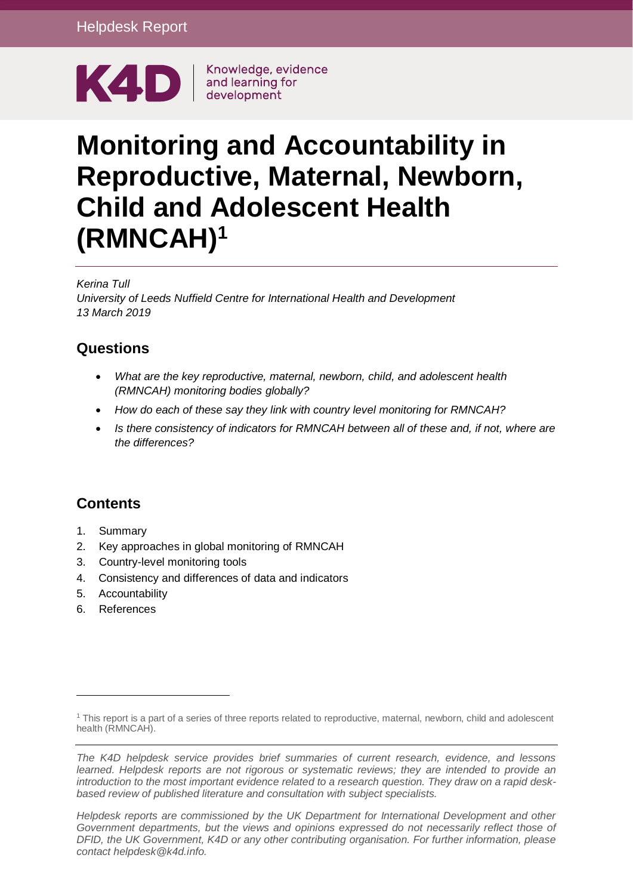Helpdesk Report

K4D | Knowledge, evidence and learning for development

# Monitoring and Accountability in Reproductive, Maternal, Newborn, Child and Adolescent Health (RMNCAH)[1]

*Kerina Tull*
*University of Leeds Nuffield Centre for International Health and Development*
*13 March 2019*

## Questions

- *What are the key reproductive, maternal, newborn, child, and adolescent health (RMNCAH) monitoring bodies globally?*
- *How do each of these say they link with country level monitoring for RMNCAH?*
- *Is there consistency of indicators for RMNCAH between all of these and, if not, where are the differences?*

## Contents

1. Summary
2. Key approaches in global monitoring of RMNCAH
3. Country-level monitoring tools
4. Consistency and differences of data and indicators
5. Accountability
6. References

[1] This report is a part of a series of three reports related to reproductive, maternal, newborn, child and adolescent health (RMNCAH).

*The K4D helpdesk service provides brief summaries of current research, evidence, and lessons learned. Helpdesk reports are not rigorous or systematic reviews; they are intended to provide an introduction to the most important evidence related to a research question. They draw on a rapid desk-based review of published literature and consultation with subject specialists.*

*Helpdesk reports are commissioned by the UK Department for International Development and other Government departments, but the views and opinions expressed do not necessarily reflect those of DFID, the UK Government, K4D or any other contributing organisation. For further information, please contact helpdesk@k4d.info.*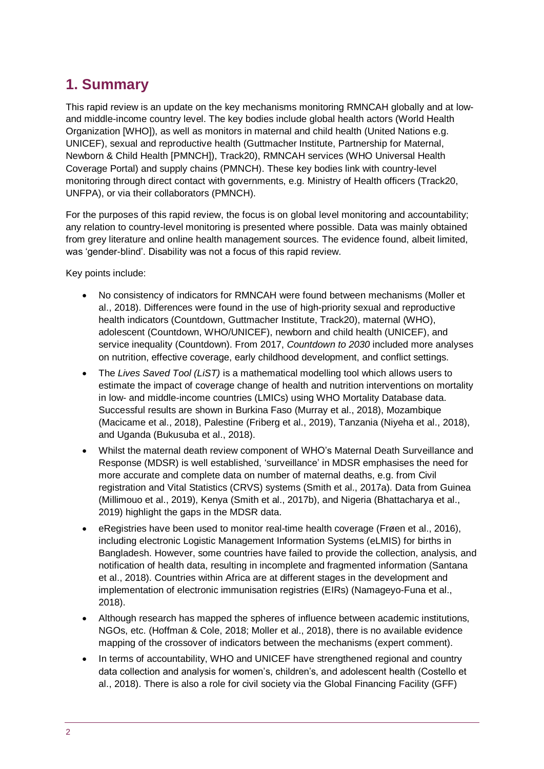# 1. Summary

This rapid review is an update on the key mechanisms monitoring RMNCAH globally and at low- and middle-income country level. The key bodies include global health actors (World Health Organization [WHO]), as well as monitors in maternal and child health (United Nations e.g. UNICEF), sexual and reproductive health (Guttmacher Institute, Partnership for Maternal, Newborn & Child Health [PMNCH]), Track20), RMNCAH services (WHO Universal Health Coverage Portal) and supply chains (PMNCH). These key bodies link with country-level monitoring through direct contact with governments, e.g. Ministry of Health officers (Track20, UNFPA), or via their collaborators (PMNCH).

For the purposes of this rapid review, the focus is on global level monitoring and accountability; any relation to country-level monitoring is presented where possible. Data was mainly obtained from grey literature and online health management sources. The evidence found, albeit limited, was 'gender-blind'. Disability was not a focus of this rapid review.

Key points include:

- No consistency of indicators for RMNCAH were found between mechanisms (Moller et al., 2018). Differences were found in the use of high-priority sexual and reproductive health indicators (Countdown, Guttmacher Institute, Track20), maternal (WHO), adolescent (Countdown, WHO/UNICEF), newborn and child health (UNICEF), and service inequality (Countdown). From 2017, *Countdown to 2030* included more analyses on nutrition, effective coverage, early childhood development, and conflict settings.
- The *Lives Saved Tool (LiST)* is a mathematical modelling tool which allows users to estimate the impact of coverage change of health and nutrition interventions on mortality in low- and middle-income countries (LMICs) using WHO Mortality Database data. Successful results are shown in Burkina Faso (Murray et al., 2018), Mozambique (Macicame et al., 2018), Palestine (Friberg et al., 2019), Tanzania (Niyeha et al., 2018), and Uganda (Bukusuba et al., 2018).
- Whilst the maternal death review component of WHO's Maternal Death Surveillance and Response (MDSR) is well established, 'surveillance' in MDSR emphasises the need for more accurate and complete data on number of maternal deaths, e.g. from Civil registration and Vital Statistics (CRVS) systems (Smith et al., 2017a). Data from Guinea (Millimouo et al., 2019), Kenya (Smith et al., 2017b), and Nigeria (Bhattacharya et al., 2019) highlight the gaps in the MDSR data.
- eRegistries have been used to monitor real-time health coverage (Frøen et al., 2016), including electronic Logistic Management Information Systems (eLMIS) for births in Bangladesh. However, some countries have failed to provide the collection, analysis, and notification of health data, resulting in incomplete and fragmented information (Santana et al., 2018). Countries within Africa are at different stages in the development and implementation of electronic immunisation registries (EIRs) (Namageyo-Funa et al., 2018).
- Although research has mapped the spheres of influence between academic institutions, NGOs, etc. (Hoffman & Cole, 2018; Moller et al., 2018), there is no available evidence mapping of the crossover of indicators between the mechanisms (expert comment).
- In terms of accountability, WHO and UNICEF have strengthened regional and country data collection and analysis for women's, children's, and adolescent health (Costello et al., 2018). There is also a role for civil society via the Global Financing Facility (GFF)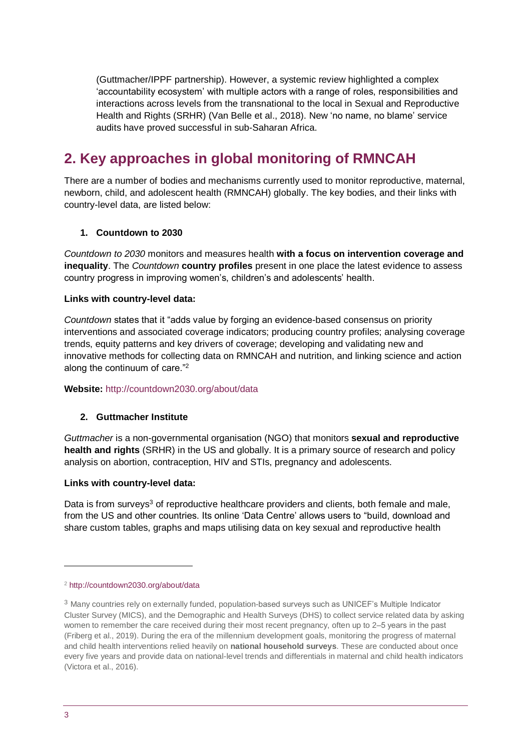(Guttmacher/IPPF partnership). However, a systemic review highlighted a complex 'accountability ecosystem' with multiple actors with a range of roles, responsibilities and interactions across levels from the transnational to the local in Sexual and Reproductive Health and Rights (SRHR) (Van Belle et al., 2018). New 'no name, no blame' service audits have proved successful in sub-Saharan Africa.

## 2. Key approaches in global monitoring of RMNCAH

There are a number of bodies and mechanisms currently used to monitor reproductive, maternal, newborn, child, and adolescent health (RMNCAH) globally. The key bodies, and their links with country-level data, are listed below:

1. **Countdown to 2030**

*Countdown to 2030* monitors and measures health **with a focus on intervention coverage and inequality**. The *Countdown* **country profiles** present in one place the latest evidence to assess country progress in improving women's, children's and adolescents' health.

**Links with country-level data:**

*Countdown* states that it "adds value by forging an evidence-based consensus on priority interventions and associated coverage indicators; producing country profiles; analysing coverage trends, equity patterns and key drivers of coverage; developing and validating new and innovative methods for collecting data on RMNCAH and nutrition, and linking science and action along the continuum of care."[2]

**Website:** http://countdown2030.org/about/data

2. **Guttmacher Institute**

*Guttmacher* is a non-governmental organisation (NGO) that monitors **sexual and reproductive health and rights** (SRHR) in the US and globally. It is a primary source of research and policy analysis on abortion, contraception, HIV and STIs, pregnancy and adolescents.

**Links with country-level data:**

Data is from surveys[3] of reproductive healthcare providers and clients, both female and male, from the US and other countries. Its online 'Data Centre' allows users to "build, download and share custom tables, graphs and maps utilising data on key sexual and reproductive health

---

[2] http://countdown2030.org/about/data

[3] Many countries rely on externally funded, population-based surveys such as UNICEF's Multiple Indicator Cluster Survey (MICS), and the Demographic and Health Surveys (DHS) to collect service related data by asking women to remember the care received during their most recent pregnancy, often up to 2–5 years in the past (Friberg et al., 2019). During the era of the millennium development goals, monitoring the progress of maternal and child health interventions relied heavily on **national household surveys**. These are conducted about once every five years and provide data on national-level trends and differentials in maternal and child health indicators (Victora et al., 2016).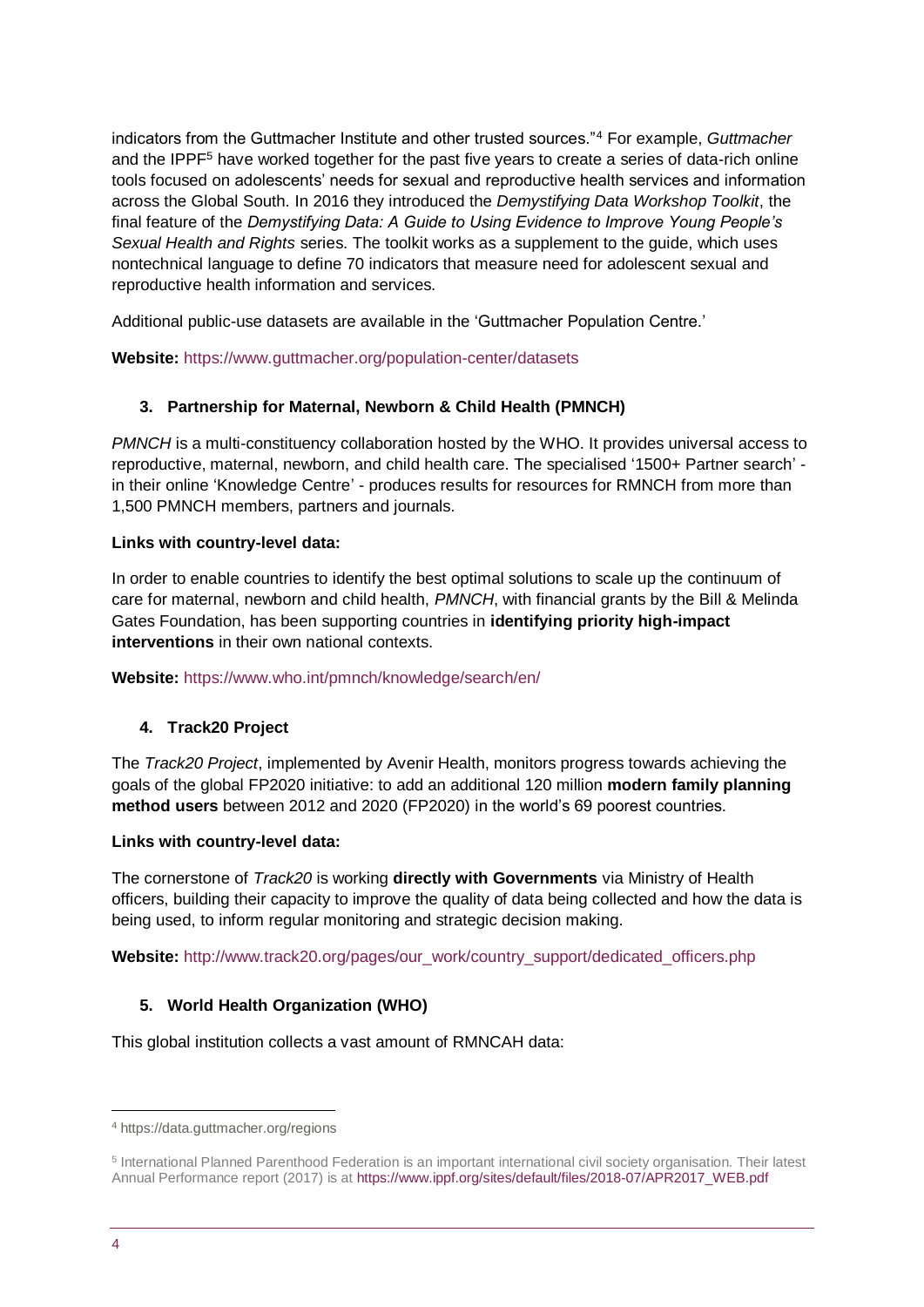indicators from the Guttmacher Institute and other trusted sources."[4] For example, *Guttmacher* and the IPPF[5] have worked together for the past five years to create a series of data-rich online tools focused on adolescents' needs for sexual and reproductive health services and information across the Global South. In 2016 they introduced the *Demystifying Data Workshop Toolkit*, the final feature of the *Demystifying Data: A Guide to Using Evidence to Improve Young People's Sexual Health and Rights* series. The toolkit works as a supplement to the guide, which uses nontechnical language to define 70 indicators that measure need for adolescent sexual and reproductive health information and services.

Additional public-use datasets are available in the 'Guttmacher Population Centre.'

**Website:** https://www.guttmacher.org/population-center/datasets

### 3. Partnership for Maternal, Newborn & Child Health (PMNCH)

*PMNCH* is a multi-constituency collaboration hosted by the WHO. It provides universal access to reproductive, maternal, newborn, and child health care. The specialised '1500+ Partner search' - in their online 'Knowledge Centre' - produces results for resources for RMNCH from more than 1,500 PMNCH members, partners and journals.

**Links with country-level data:**

In order to enable countries to identify the best optimal solutions to scale up the continuum of care for maternal, newborn and child health, *PMNCH*, with financial grants by the Bill & Melinda Gates Foundation, has been supporting countries in **identifying priority high-impact interventions** in their own national contexts.

**Website:** https://www.who.int/pmnch/knowledge/search/en/

### 4. Track20 Project

The *Track20 Project*, implemented by Avenir Health, monitors progress towards achieving the goals of the global FP2020 initiative: to add an additional 120 million **modern family planning method users** between 2012 and 2020 (FP2020) in the world's 69 poorest countries.

**Links with country-level data:**

The cornerstone of *Track20* is working **directly with Governments** via Ministry of Health officers, building their capacity to improve the quality of data being collected and how the data is being used, to inform regular monitoring and strategic decision making.

**Website:** http://www.track20.org/pages/our_work/country_support/dedicated_officers.php

### 5. World Health Organization (WHO)

This global institution collects a vast amount of RMNCAH data:

---

[4] https://data.guttmacher.org/regions

[5] International Planned Parenthood Federation is an important international civil society organisation. Their latest Annual Performance report (2017) is at https://www.ippf.org/sites/default/files/2018-07/APR2017_WEB.pdf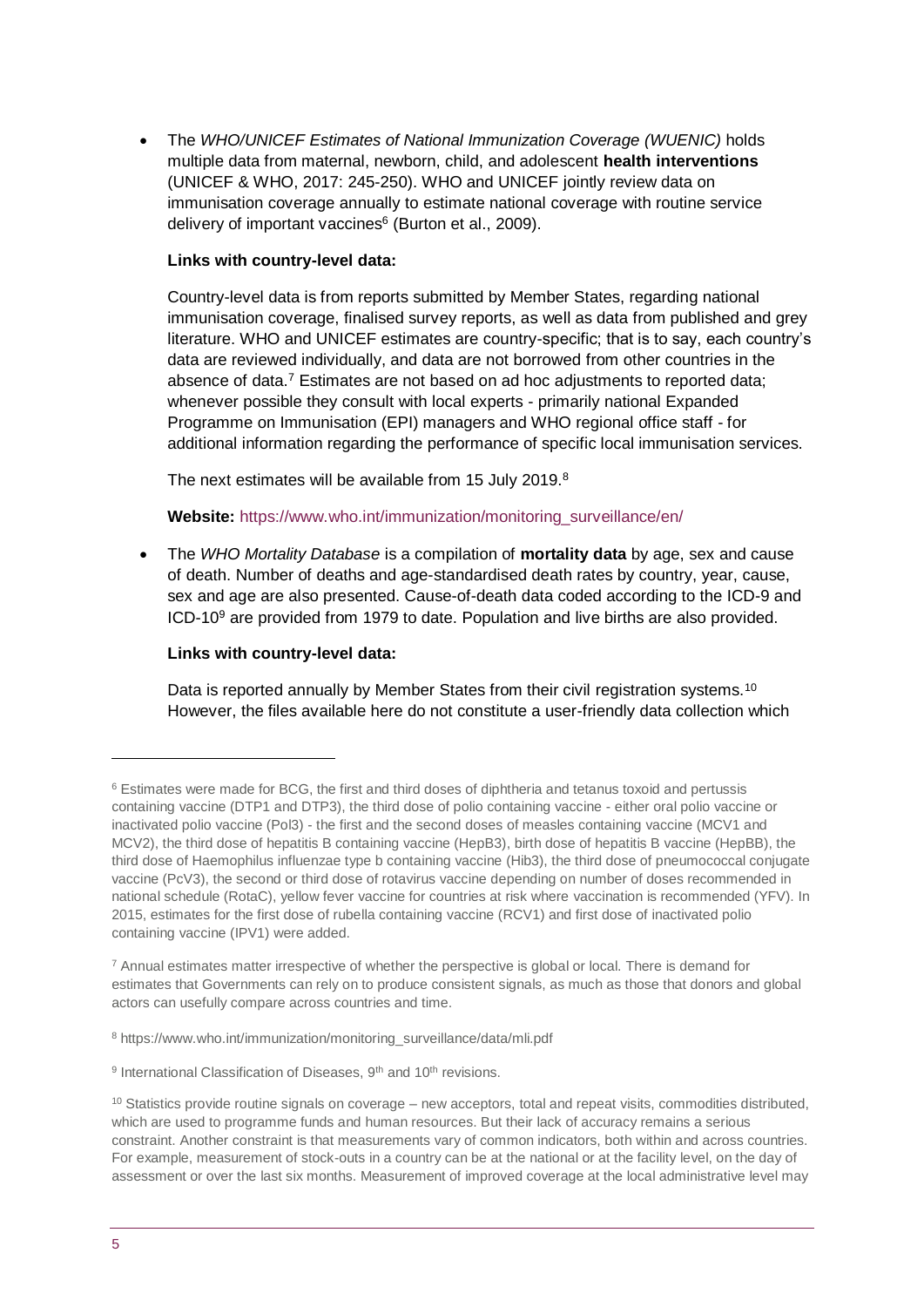- The *WHO/UNICEF Estimates of National Immunization Coverage (WUENIC)* holds multiple data from maternal, newborn, child, and adolescent **health interventions** (UNICEF & WHO, 2017: 245-250). WHO and UNICEF jointly review data on immunisation coverage annually to estimate national coverage with routine service delivery of important vaccines[6] (Burton et al., 2009).

  **Links with country-level data:**

  Country-level data is from reports submitted by Member States, regarding national immunisation coverage, finalised survey reports, as well as data from published and grey literature. WHO and UNICEF estimates are country-specific; that is to say, each country's data are reviewed individually, and data are not borrowed from other countries in the absence of data.[7] Estimates are not based on ad hoc adjustments to reported data; whenever possible they consult with local experts - primarily national Expanded Programme on Immunisation (EPI) managers and WHO regional office staff - for additional information regarding the performance of specific local immunisation services.

  The next estimates will be available from 15 July 2019.[8]

  **Website:** https://www.who.int/immunization/monitoring_surveillance/en/

- The *WHO Mortality Database* is a compilation of **mortality data** by age, sex and cause of death. Number of deaths and age-standardised death rates by country, year, cause, sex and age are also presented. Cause-of-death data coded according to the ICD-9 and ICD-10[9] are provided from 1979 to date. Population and live births are also provided.

  **Links with country-level data:**

  Data is reported annually by Member States from their civil registration systems.[10] However, the files available here do not constitute a user-friendly data collection which

---

[6] Estimates were made for BCG, the first and third doses of diphtheria and tetanus toxoid and pertussis containing vaccine (DTP1 and DTP3), the third dose of polio containing vaccine - either oral polio vaccine or inactivated polio vaccine (Pol3) - the first and the second doses of measles containing vaccine (MCV1 and MCV2), the third dose of hepatitis B containing vaccine (HepB3), birth dose of hepatitis B vaccine (HepBB), the third dose of Haemophilus influenzae type b containing vaccine (Hib3), the third dose of pneumococcal conjugate vaccine (PcV3), the second or third dose of rotavirus vaccine depending on number of doses recommended in national schedule (RotaC), yellow fever vaccine for countries at risk where vaccination is recommended (YFV). In 2015, estimates for the first dose of rubella containing vaccine (RCV1) and first dose of inactivated polio containing vaccine (IPV1) were added.

[7] Annual estimates matter irrespective of whether the perspective is global or local. There is demand for estimates that Governments can rely on to produce consistent signals, as much as those that donors and global actors can usefully compare across countries and time.

[8] https://www.who.int/immunization/monitoring_surveillance/data/mli.pdf

[9] International Classification of Diseases, 9th and 10th revisions.

[10] Statistics provide routine signals on coverage – new acceptors, total and repeat visits, commodities distributed, which are used to programme funds and human resources. But their lack of accuracy remains a serious constraint. Another constraint is that measurements vary of common indicators, both within and across countries. For example, measurement of stock-outs in a country can be at the national or at the facility level, on the day of assessment or over the last six months. Measurement of improved coverage at the local administrative level may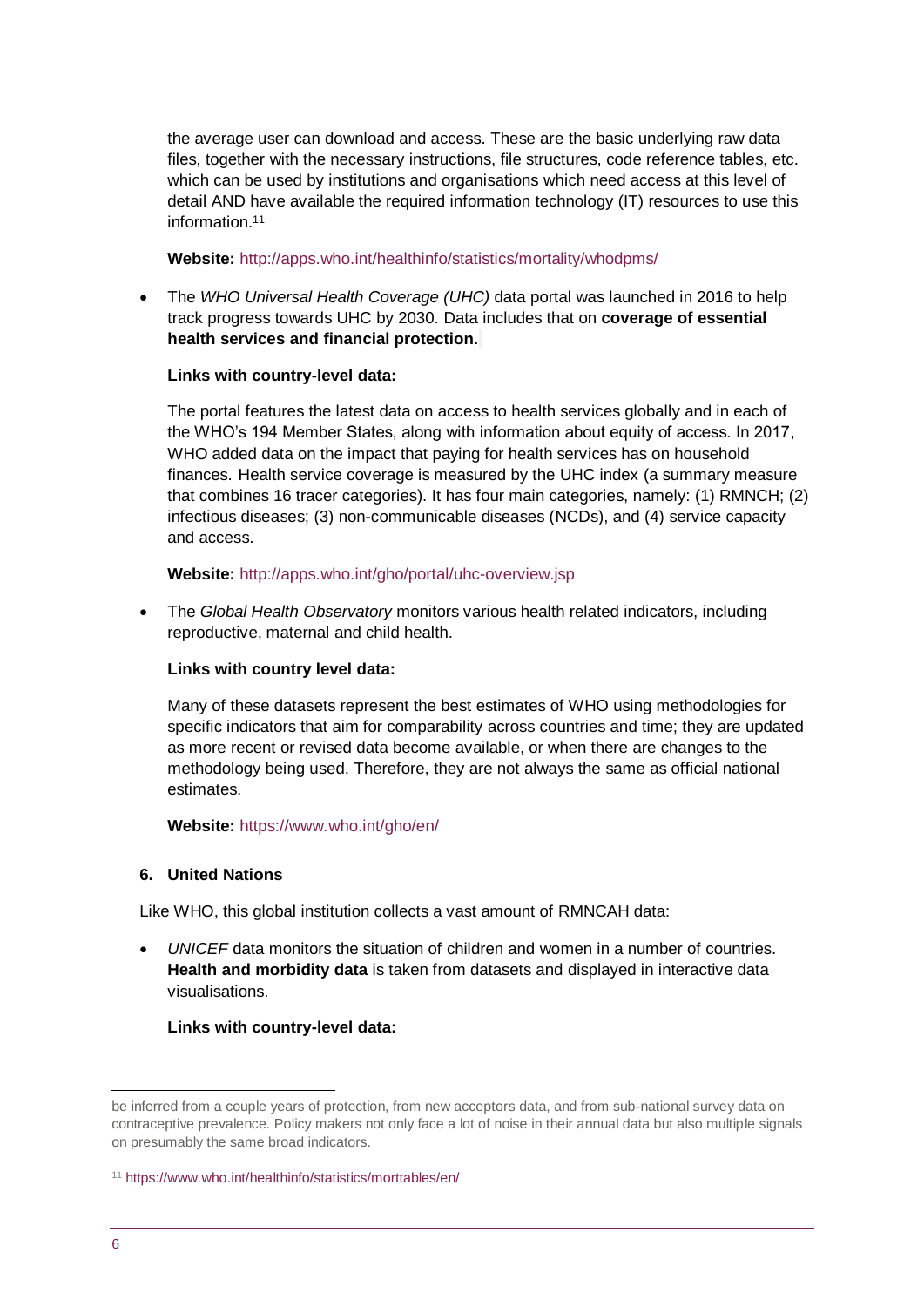the average user can download and access. These are the basic underlying raw data files, together with the necessary instructions, file structures, code reference tables, etc. which can be used by institutions and organisations which need access at this level of detail AND have available the required information technology (IT) resources to use this information.[11]

**Website:** http://apps.who.int/healthinfo/statistics/mortality/whodpms/

- The *WHO Universal Health Coverage (UHC)* data portal was launched in 2016 to help track progress towards UHC by 2030. Data includes that on **coverage of essential health services and financial protection**.

  **Links with country-level data:**

  The portal features the latest data on access to health services globally and in each of the WHO's 194 Member States, along with information about equity of access. In 2017, WHO added data on the impact that paying for health services has on household finances. Health service coverage is measured by the UHC index (a summary measure that combines 16 tracer categories). It has four main categories, namely: (1) RMNCH; (2) infectious diseases; (3) non-communicable diseases (NCDs), and (4) service capacity and access.

  **Website:** http://apps.who.int/gho/portal/uhc-overview.jsp

- The *Global Health Observatory* monitors various health related indicators, including reproductive, maternal and child health.

  **Links with country level data:**

  Many of these datasets represent the best estimates of WHO using methodologies for specific indicators that aim for comparability across countries and time; they are updated as more recent or revised data become available, or when there are changes to the methodology being used. Therefore, they are not always the same as official national estimates.

  **Website:** https://www.who.int/gho/en/

### 6. United Nations

Like WHO, this global institution collects a vast amount of RMNCAH data:

- *UNICEF* data monitors the situation of children and women in a number of countries. **Health and morbidity data** is taken from datasets and displayed in interactive data visualisations.

  **Links with country-level data:**

---

be inferred from a couple years of protection, from new acceptors data, and from sub-national survey data on contraceptive prevalence. Policy makers not only face a lot of noise in their annual data but also multiple signals on presumably the same broad indicators.

[11] https://www.who.int/healthinfo/statistics/morttables/en/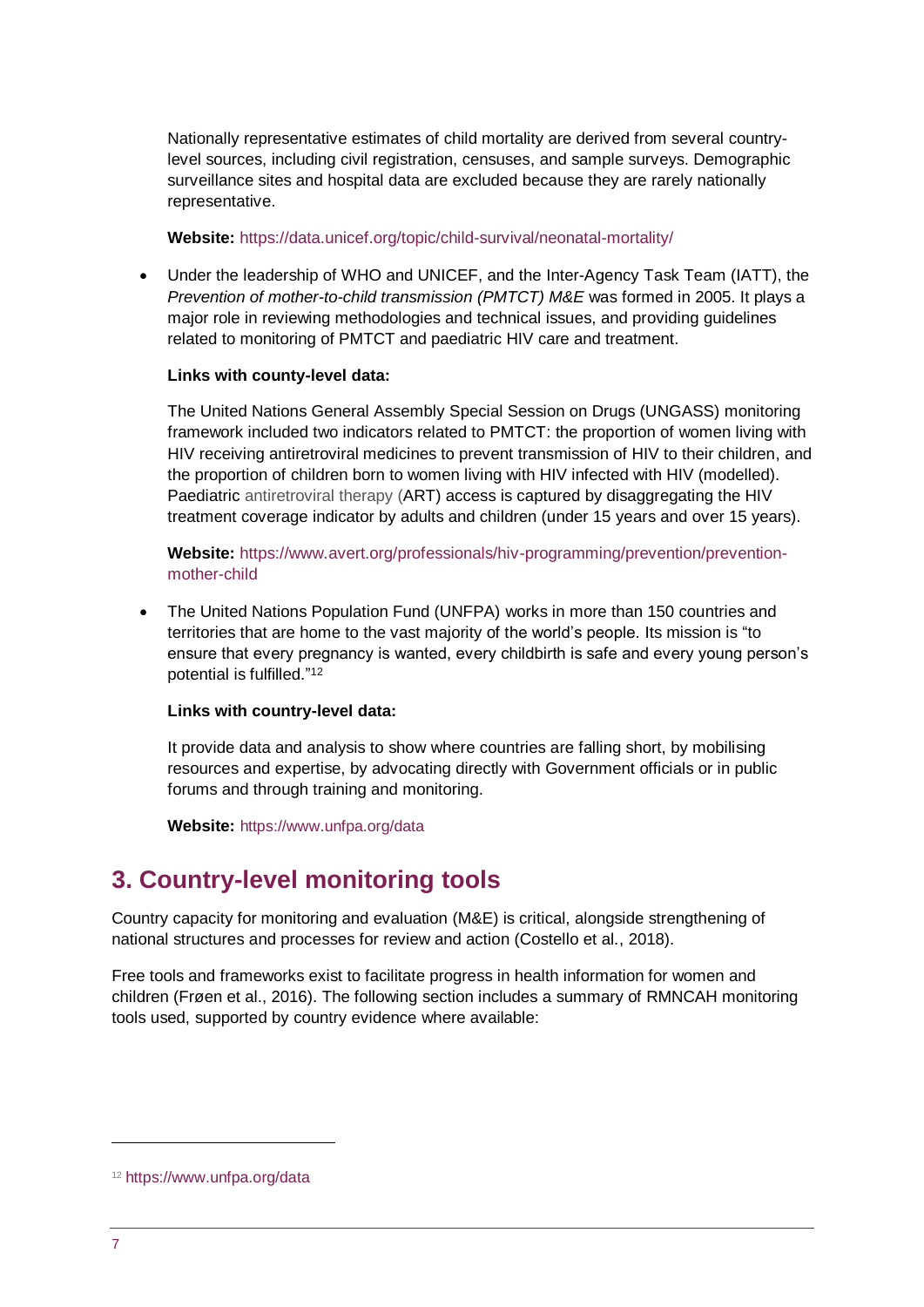Nationally representative estimates of child mortality are derived from several country-level sources, including civil registration, censuses, and sample surveys. Demographic surveillance sites and hospital data are excluded because they are rarely nationally representative.

**Website:** https://data.unicef.org/topic/child-survival/neonatal-mortality/

- Under the leadership of WHO and UNICEF, and the Inter-Agency Task Team (IATT), the *Prevention of mother-to-child transmission (PMTCT) M&E* was formed in 2005. It plays a major role in reviewing methodologies and technical issues, and providing guidelines related to monitoring of PMTCT and paediatric HIV care and treatment.

  **Links with county-level data:**

  The United Nations General Assembly Special Session on Drugs (UNGASS) monitoring framework included two indicators related to PMTCT: the proportion of women living with HIV receiving antiretroviral medicines to prevent transmission of HIV to their children, and the proportion of children born to women living with HIV infected with HIV (modelled). Paediatric antiretroviral therapy (ART) access is captured by disaggregating the HIV treatment coverage indicator by adults and children (under 15 years and over 15 years).

  **Website:** https://www.avert.org/professionals/hiv-programming/prevention/prevention-mother-child

- The United Nations Population Fund (UNFPA) works in more than 150 countries and territories that are home to the vast majority of the world's people. Its mission is "to ensure that every pregnancy is wanted, every childbirth is safe and every young person's potential is fulfilled."[12]

  **Links with country-level data:**

  It provide data and analysis to show where countries are falling short, by mobilising resources and expertise, by advocating directly with Government officials or in public forums and through training and monitoring.

  **Website:** https://www.unfpa.org/data

## 3. Country-level monitoring tools

Country capacity for monitoring and evaluation (M&E) is critical, alongside strengthening of national structures and processes for review and action (Costello et al., 2018).

Free tools and frameworks exist to facilitate progress in health information for women and children (Frøen et al., 2016). The following section includes a summary of RMNCAH monitoring tools used, supported by country evidence where available:

[12] https://www.unfpa.org/data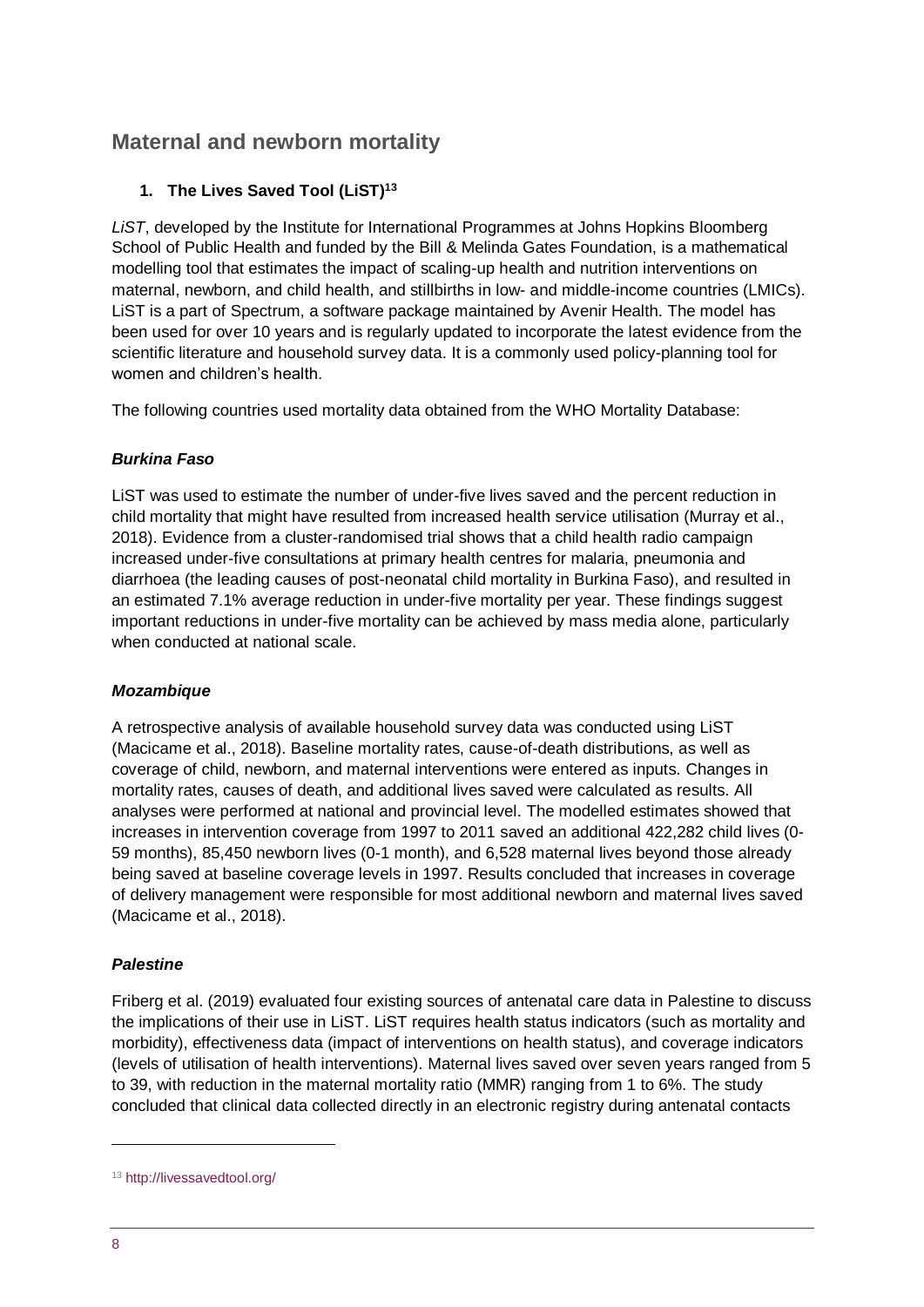## Maternal and newborn mortality

### 1. The Lives Saved Tool (LiST)[13]

*LiST*, developed by the Institute for International Programmes at Johns Hopkins Bloomberg School of Public Health and funded by the Bill & Melinda Gates Foundation, is a mathematical modelling tool that estimates the impact of scaling-up health and nutrition interventions on maternal, newborn, and child health, and stillbirths in low- and middle-income countries (LMICs). LiST is a part of Spectrum, a software package maintained by Avenir Health. The model has been used for over 10 years and is regularly updated to incorporate the latest evidence from the scientific literature and household survey data. It is a commonly used policy-planning tool for women and children's health.

The following countries used mortality data obtained from the WHO Mortality Database:

#### *Burkina Faso*

LiST was used to estimate the number of under-five lives saved and the percent reduction in child mortality that might have resulted from increased health service utilisation (Murray et al., 2018). Evidence from a cluster-randomised trial shows that a child health radio campaign increased under-five consultations at primary health centres for malaria, pneumonia and diarrhoea (the leading causes of post-neonatal child mortality in Burkina Faso), and resulted in an estimated 7.1% average reduction in under-five mortality per year. These findings suggest important reductions in under-five mortality can be achieved by mass media alone, particularly when conducted at national scale.

#### *Mozambique*

A retrospective analysis of available household survey data was conducted using LiST (Macicame et al., 2018). Baseline mortality rates, cause-of-death distributions, as well as coverage of child, newborn, and maternal interventions were entered as inputs. Changes in mortality rates, causes of death, and additional lives saved were calculated as results. All analyses were performed at national and provincial level. The modelled estimates showed that increases in intervention coverage from 1997 to 2011 saved an additional 422,282 child lives (0-59 months), 85,450 newborn lives (0-1 month), and 6,528 maternal lives beyond those already being saved at baseline coverage levels in 1997. Results concluded that increases in coverage of delivery management were responsible for most additional newborn and maternal lives saved (Macicame et al., 2018).

#### *Palestine*

Friberg et al. (2019) evaluated four existing sources of antenatal care data in Palestine to discuss the implications of their use in LiST. LiST requires health status indicators (such as mortality and morbidity), effectiveness data (impact of interventions on health status), and coverage indicators (levels of utilisation of health interventions). Maternal lives saved over seven years ranged from 5 to 39, with reduction in the maternal mortality ratio (MMR) ranging from 1 to 6%. The study concluded that clinical data collected directly in an electronic registry during antenatal contacts

---

[13] http://livessavedtool.org/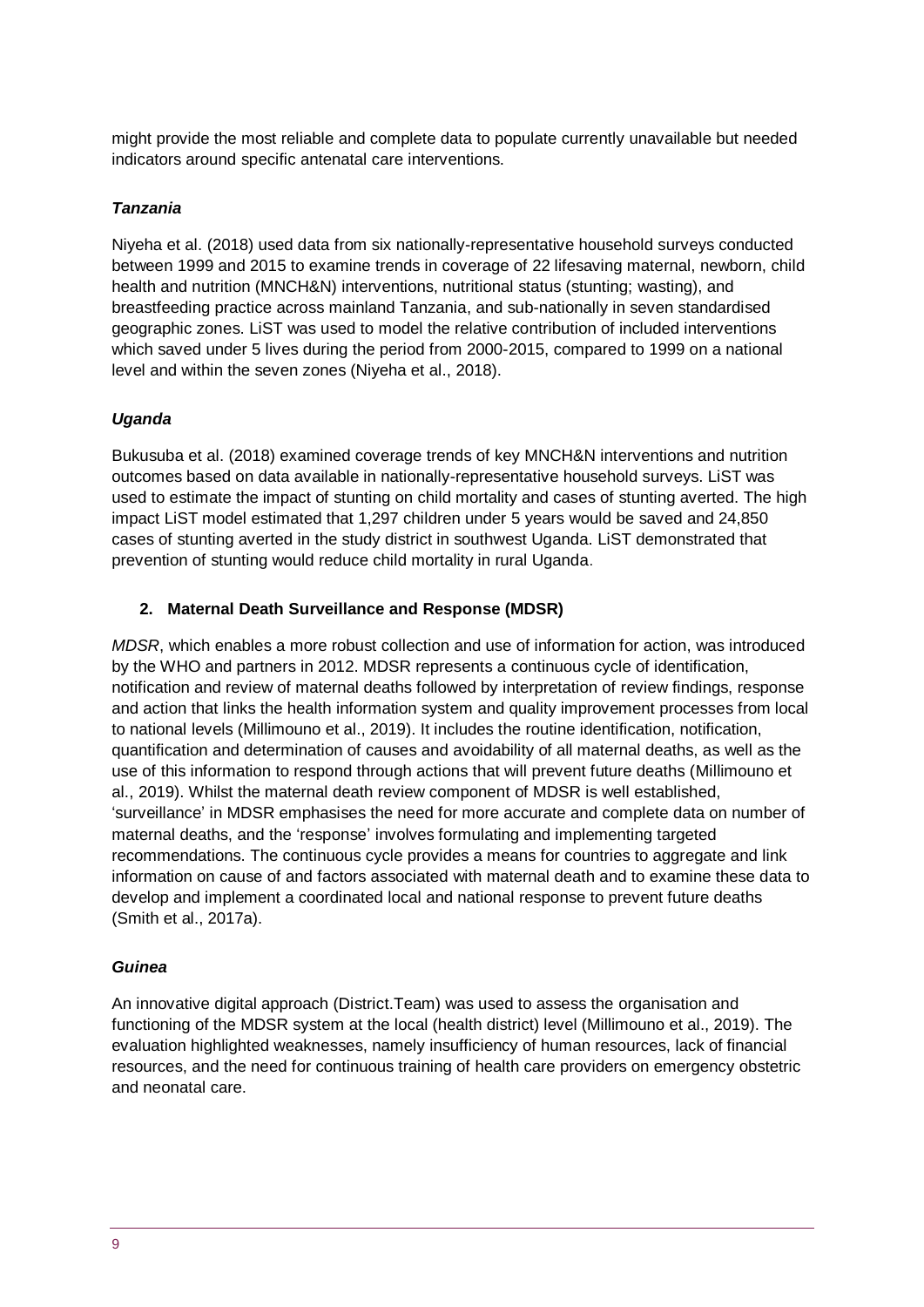might provide the most reliable and complete data to populate currently unavailable but needed indicators around specific antenatal care interventions.

***Tanzania***

Niyeha et al. (2018) used data from six nationally-representative household surveys conducted between 1999 and 2015 to examine trends in coverage of 22 lifesaving maternal, newborn, child health and nutrition (MNCH&N) interventions, nutritional status (stunting; wasting), and breastfeeding practice across mainland Tanzania, and sub-nationally in seven standardised geographic zones. LiST was used to model the relative contribution of included interventions which saved under 5 lives during the period from 2000-2015, compared to 1999 on a national level and within the seven zones (Niyeha et al., 2018).

***Uganda***

Bukusuba et al. (2018) examined coverage trends of key MNCH&N interventions and nutrition outcomes based on data available in nationally-representative household surveys. LiST was used to estimate the impact of stunting on child mortality and cases of stunting averted. The high impact LiST model estimated that 1,297 children under 5 years would be saved and 24,850 cases of stunting averted in the study district in southwest Uganda. LiST demonstrated that prevention of stunting would reduce child mortality in rural Uganda.

## 2. Maternal Death Surveillance and Response (MDSR)

*MDSR*, which enables a more robust collection and use of information for action, was introduced by the WHO and partners in 2012. MDSR represents a continuous cycle of identification, notification and review of maternal deaths followed by interpretation of review findings, response and action that links the health information system and quality improvement processes from local to national levels (Millimouno et al., 2019). It includes the routine identification, notification, quantification and determination of causes and avoidability of all maternal deaths, as well as the use of this information to respond through actions that will prevent future deaths (Millimouno et al., 2019). Whilst the maternal death review component of MDSR is well established, 'surveillance' in MDSR emphasises the need for more accurate and complete data on number of maternal deaths, and the 'response' involves formulating and implementing targeted recommendations. The continuous cycle provides a means for countries to aggregate and link information on cause of and factors associated with maternal death and to examine these data to develop and implement a coordinated local and national response to prevent future deaths (Smith et al., 2017a).

***Guinea***

An innovative digital approach (District.Team) was used to assess the organisation and functioning of the MDSR system at the local (health district) level (Millimouno et al., 2019). The evaluation highlighted weaknesses, namely insufficiency of human resources, lack of financial resources, and the need for continuous training of health care providers on emergency obstetric and neonatal care.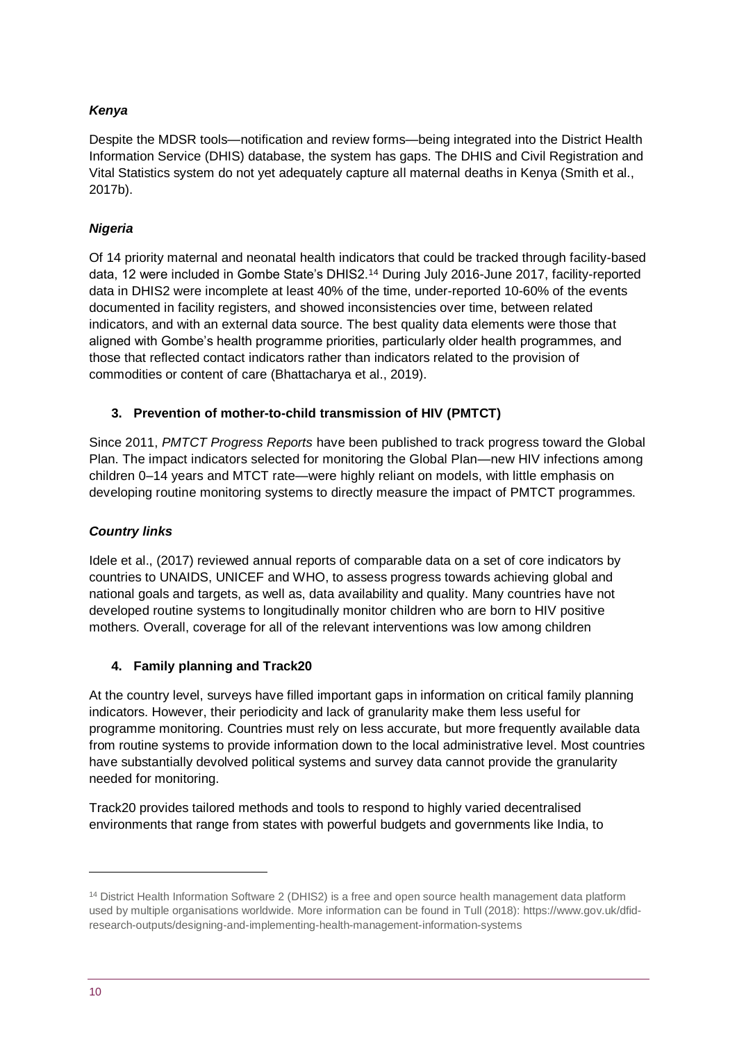### *Kenya*

Despite the MDSR tools—notification and review forms—being integrated into the District Health Information Service (DHIS) database, the system has gaps. The DHIS and Civil Registration and Vital Statistics system do not yet adequately capture all maternal deaths in Kenya (Smith et al., 2017b).

### *Nigeria*

Of 14 priority maternal and neonatal health indicators that could be tracked through facility-based data, 12 were included in Gombe State's DHIS2.[14] During July 2016-June 2017, facility-reported data in DHIS2 were incomplete at least 40% of the time, under-reported 10-60% of the events documented in facility registers, and showed inconsistencies over time, between related indicators, and with an external data source. The best quality data elements were those that aligned with Gombe's health programme priorities, particularly older health programmes, and those that reflected contact indicators rather than indicators related to the provision of commodities or content of care (Bhattacharya et al., 2019).

## 3. Prevention of mother-to-child transmission of HIV (PMTCT)

Since 2011, *PMTCT Progress Reports* have been published to track progress toward the Global Plan. The impact indicators selected for monitoring the Global Plan—new HIV infections among children 0–14 years and MTCT rate—were highly reliant on models, with little emphasis on developing routine monitoring systems to directly measure the impact of PMTCT programmes.

### *Country links*

Idele et al., (2017) reviewed annual reports of comparable data on a set of core indicators by countries to UNAIDS, UNICEF and WHO, to assess progress towards achieving global and national goals and targets, as well as, data availability and quality. Many countries have not developed routine systems to longitudinally monitor children who are born to HIV positive mothers. Overall, coverage for all of the relevant interventions was low among children

## 4. Family planning and Track20

At the country level, surveys have filled important gaps in information on critical family planning indicators. However, their periodicity and lack of granularity make them less useful for programme monitoring. Countries must rely on less accurate, but more frequently available data from routine systems to provide information down to the local administrative level. Most countries have substantially devolved political systems and survey data cannot provide the granularity needed for monitoring.

Track20 provides tailored methods and tools to respond to highly varied decentralised environments that range from states with powerful budgets and governments like India, to

---

[14] District Health Information Software 2 (DHIS2) is a free and open source health management data platform used by multiple organisations worldwide. More information can be found in Tull (2018): https://www.gov.uk/dfid-research-outputs/designing-and-implementing-health-management-information-systems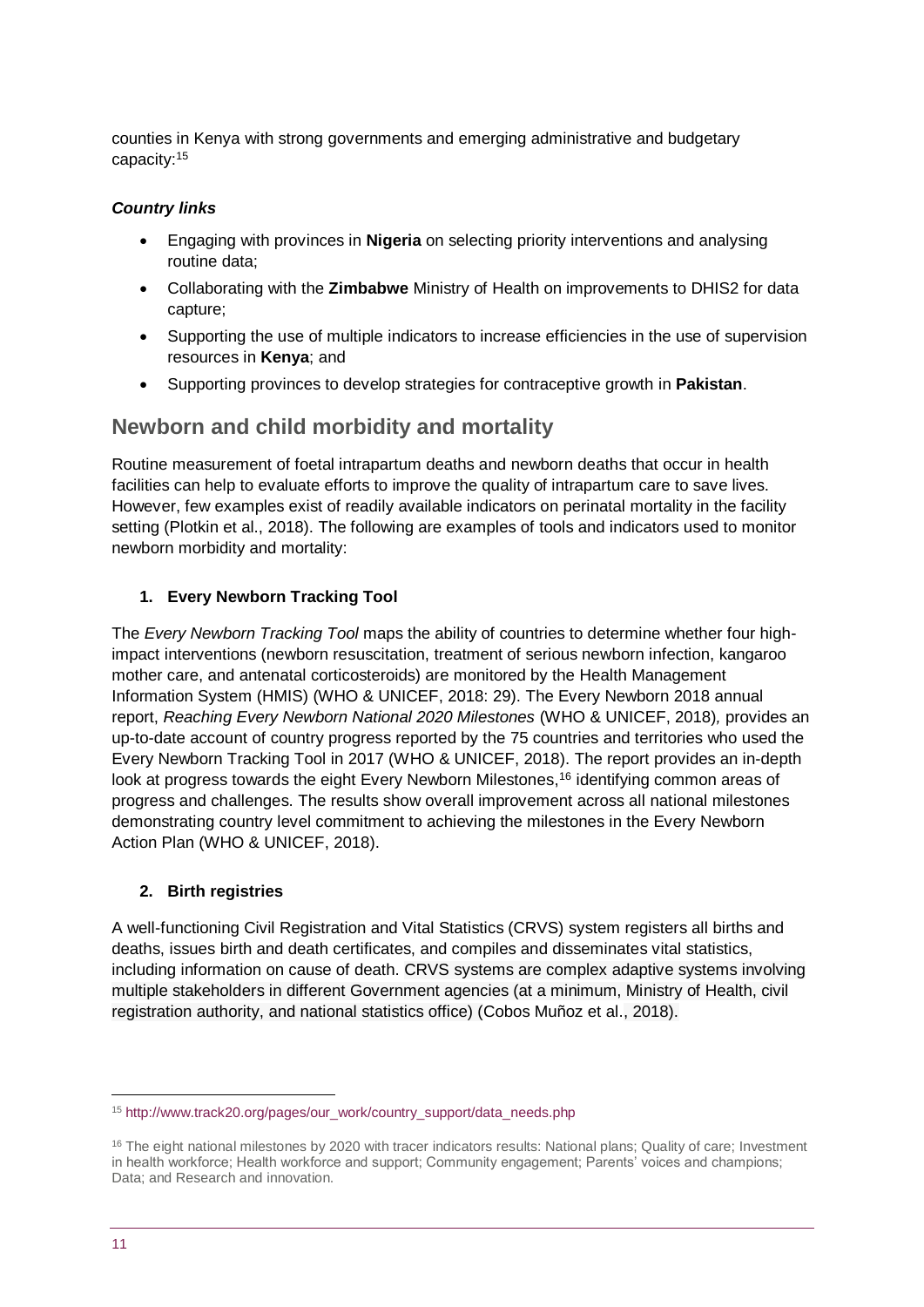counties in Kenya with strong governments and emerging administrative and budgetary capacity:[15]

***Country links***

- Engaging with provinces in **Nigeria** on selecting priority interventions and analysing routine data;
- Collaborating with the **Zimbabwe** Ministry of Health on improvements to DHIS2 for data capture;
- Supporting the use of multiple indicators to increase efficiencies in the use of supervision resources in **Kenya**; and
- Supporting provinces to develop strategies for contraceptive growth in **Pakistan**.

## Newborn and child morbidity and mortality

Routine measurement of foetal intrapartum deaths and newborn deaths that occur in health facilities can help to evaluate efforts to improve the quality of intrapartum care to save lives. However, few examples exist of readily available indicators on perinatal mortality in the facility setting (Plotkin et al., 2018). The following are examples of tools and indicators used to monitor newborn morbidity and mortality:

1. **Every Newborn Tracking Tool**

The *Every Newborn Tracking Tool* maps the ability of countries to determine whether four high-impact interventions (newborn resuscitation, treatment of serious newborn infection, kangaroo mother care, and antenatal corticosteroids) are monitored by the Health Management Information System (HMIS) (WHO & UNICEF, 2018: 29). The Every Newborn 2018 annual report, *Reaching Every Newborn National 2020 Milestones* (WHO & UNICEF, 2018), provides an up-to-date account of country progress reported by the 75 countries and territories who used the Every Newborn Tracking Tool in 2017 (WHO & UNICEF, 2018). The report provides an in-depth look at progress towards the eight Every Newborn Milestones,[16] identifying common areas of progress and challenges. The results show overall improvement across all national milestones demonstrating country level commitment to achieving the milestones in the Every Newborn Action Plan (WHO & UNICEF, 2018).

2. **Birth registries**

A well-functioning Civil Registration and Vital Statistics (CRVS) system registers all births and deaths, issues birth and death certificates, and compiles and disseminates vital statistics, including information on cause of death. CRVS systems are complex adaptive systems involving multiple stakeholders in different Government agencies (at a minimum, Ministry of Health, civil registration authority, and national statistics office) (Cobos Muñoz et al., 2018).

---

[15] http://www.track20.org/pages/our_work/country_support/data_needs.php

[16] The eight national milestones by 2020 with tracer indicators results: National plans; Quality of care; Investment in health workforce; Health workforce and support; Community engagement; Parents' voices and champions; Data; and Research and innovation.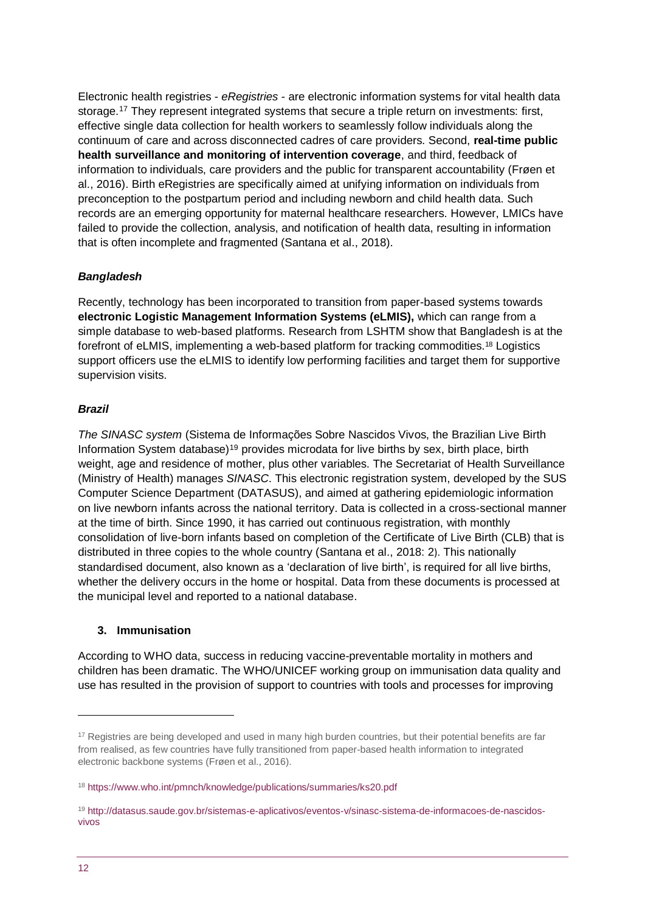Electronic health registries - *eRegistries* - are electronic information systems for vital health data storage.[17] They represent integrated systems that secure a triple return on investments: first, effective single data collection for health workers to seamlessly follow individuals along the continuum of care and across disconnected cadres of care providers. Second, **real-time public health surveillance and monitoring of intervention coverage**, and third, feedback of information to individuals, care providers and the public for transparent accountability (Frøen et al., 2016). Birth eRegistries are specifically aimed at unifying information on individuals from preconception to the postpartum period and including newborn and child health data. Such records are an emerging opportunity for maternal healthcare researchers. However, LMICs have failed to provide the collection, analysis, and notification of health data, resulting in information that is often incomplete and fragmented (Santana et al., 2018).

***Bangladesh***

Recently, technology has been incorporated to transition from paper-based systems towards **electronic Logistic Management Information Systems (eLMIS),** which can range from a simple database to web-based platforms. Research from LSHTM show that Bangladesh is at the forefront of eLMIS, implementing a web-based platform for tracking commodities.[18] Logistics support officers use the eLMIS to identify low performing facilities and target them for supportive supervision visits.

***Brazil***

*The SINASC system* (Sistema de Informações Sobre Nascidos Vivos, the Brazilian Live Birth Information System database)[19] provides microdata for live births by sex, birth place, birth weight, age and residence of mother, plus other variables. The Secretariat of Health Surveillance (Ministry of Health) manages *SINASC*. This electronic registration system, developed by the SUS Computer Science Department (DATASUS), and aimed at gathering epidemiologic information on live newborn infants across the national territory. Data is collected in a cross-sectional manner at the time of birth. Since 1990, it has carried out continuous registration, with monthly consolidation of live-born infants based on completion of the Certificate of Live Birth (CLB) that is distributed in three copies to the whole country (Santana et al., 2018: 2). This nationally standardised document, also known as a 'declaration of live birth', is required for all live births, whether the delivery occurs in the home or hospital. Data from these documents is processed at the municipal level and reported to a national database.

## 3. Immunisation

According to WHO data, success in reducing vaccine-preventable mortality in mothers and children has been dramatic. The WHO/UNICEF working group on immunisation data quality and use has resulted in the provision of support to countries with tools and processes for improving

---

[17] Registries are being developed and used in many high burden countries, but their potential benefits are far from realised, as few countries have fully transitioned from paper-based health information to integrated electronic backbone systems (Frøen et al., 2016).

[18] https://www.who.int/pmnch/knowledge/publications/summaries/ks20.pdf

[19] http://datasus.saude.gov.br/sistemas-e-aplicativos/eventos-v/sinasc-sistema-de-informacoes-de-nascidos-vivos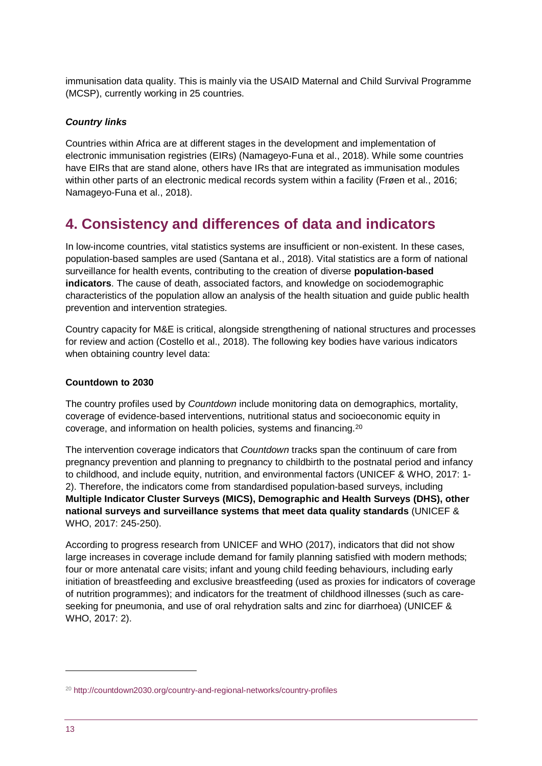immunisation data quality. This is mainly via the USAID Maternal and Child Survival Programme (MCSP), currently working in 25 countries.

***Country links***

Countries within Africa are at different stages in the development and implementation of electronic immunisation registries (EIRs) (Namageyo-Funa et al., 2018). While some countries have EIRs that are stand alone, others have IRs that are integrated as immunisation modules within other parts of an electronic medical records system within a facility (Frøen et al., 2016; Namageyo-Funa et al., 2018).

# 4. Consistency and differences of data and indicators

In low-income countries, vital statistics systems are insufficient or non-existent. In these cases, population-based samples are used (Santana et al., 2018). Vital statistics are a form of national surveillance for health events, contributing to the creation of diverse **population-based indicators**. The cause of death, associated factors, and knowledge on sociodemographic characteristics of the population allow an analysis of the health situation and guide public health prevention and intervention strategies.

Country capacity for M&E is critical, alongside strengthening of national structures and processes for review and action (Costello et al., 2018). The following key bodies have various indicators when obtaining country level data:

**Countdown to 2030**

The country profiles used by *Countdown* include monitoring data on demographics, mortality, coverage of evidence-based interventions, nutritional status and socioeconomic equity in coverage, and information on health policies, systems and financing.[20]

The intervention coverage indicators that *Countdown* tracks span the continuum of care from pregnancy prevention and planning to pregnancy to childbirth to the postnatal period and infancy to childhood, and include equity, nutrition, and environmental factors (UNICEF & WHO, 2017: 1-2). Therefore, the indicators come from standardised population-based surveys, including **Multiple Indicator Cluster Surveys (MICS), Demographic and Health Surveys (DHS), other national surveys and surveillance systems that meet data quality standards** (UNICEF & WHO, 2017: 245-250).

According to progress research from UNICEF and WHO (2017), indicators that did not show large increases in coverage include demand for family planning satisfied with modern methods; four or more antenatal care visits; infant and young child feeding behaviours, including early initiation of breastfeeding and exclusive breastfeeding (used as proxies for indicators of coverage of nutrition programmes); and indicators for the treatment of childhood illnesses (such as care-seeking for pneumonia, and use of oral rehydration salts and zinc for diarrhoea) (UNICEF & WHO, 2017: 2).

[20] http://countdown2030.org/country-and-regional-networks/country-profiles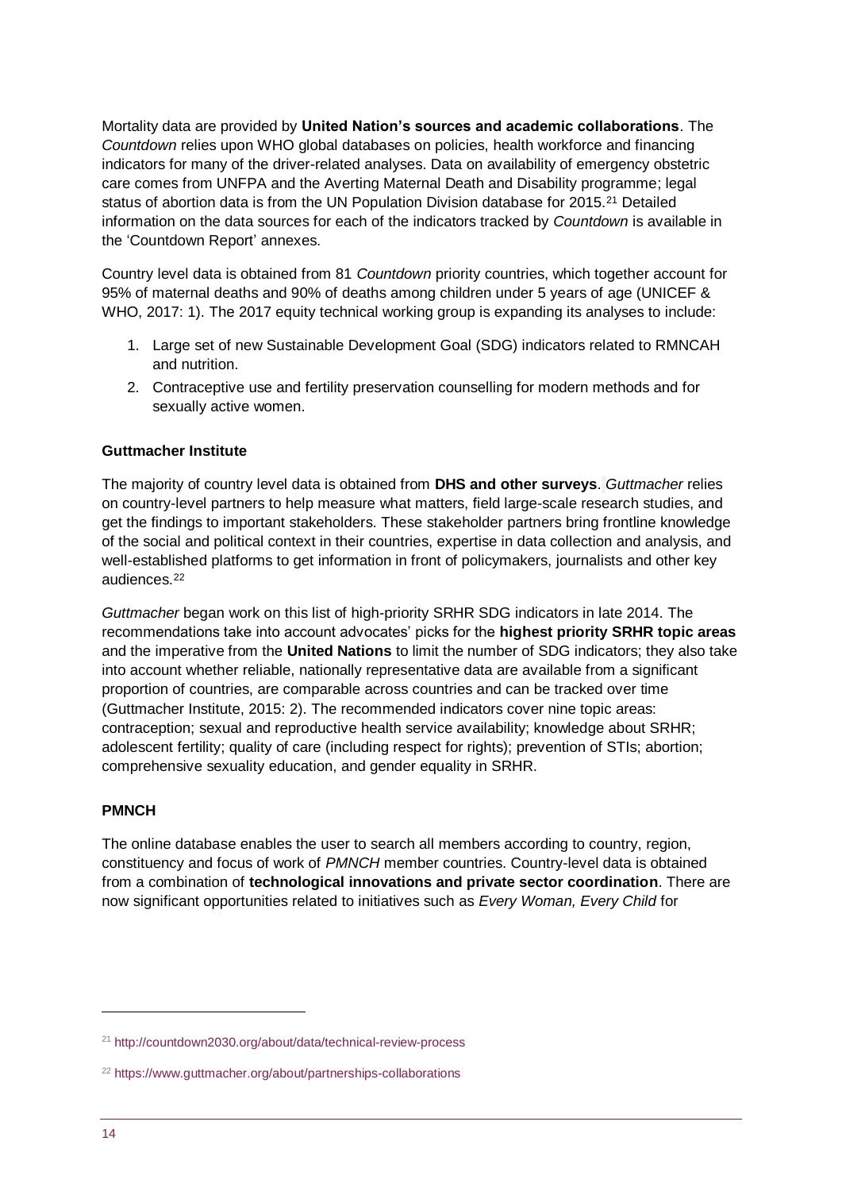Mortality data are provided by **United Nation's sources and academic collaborations**. The *Countdown* relies upon WHO global databases on policies, health workforce and financing indicators for many of the driver-related analyses. Data on availability of emergency obstetric care comes from UNFPA and the Averting Maternal Death and Disability programme; legal status of abortion data is from the UN Population Division database for 2015.[21] Detailed information on the data sources for each of the indicators tracked by *Countdown* is available in the 'Countdown Report' annexes.

Country level data is obtained from 81 *Countdown* priority countries, which together account for 95% of maternal deaths and 90% of deaths among children under 5 years of age (UNICEF & WHO, 2017: 1). The 2017 equity technical working group is expanding its analyses to include:

1. Large set of new Sustainable Development Goal (SDG) indicators related to RMNCAH and nutrition.
2. Contraceptive use and fertility preservation counselling for modern methods and for sexually active women.

**Guttmacher Institute**

The majority of country level data is obtained from **DHS and other surveys**. *Guttmacher* relies on country-level partners to help measure what matters, field large-scale research studies, and get the findings to important stakeholders. These stakeholder partners bring frontline knowledge of the social and political context in their countries, expertise in data collection and analysis, and well-established platforms to get information in front of policymakers, journalists and other key audiences.[22]

*Guttmacher* began work on this list of high-priority SRHR SDG indicators in late 2014. The recommendations take into account advocates' picks for the **highest priority SRHR topic areas** and the imperative from the **United Nations** to limit the number of SDG indicators; they also take into account whether reliable, nationally representative data are available from a significant proportion of countries, are comparable across countries and can be tracked over time (Guttmacher Institute, 2015: 2). The recommended indicators cover nine topic areas: contraception; sexual and reproductive health service availability; knowledge about SRHR; adolescent fertility; quality of care (including respect for rights); prevention of STIs; abortion; comprehensive sexuality education, and gender equality in SRHR.

**PMNCH**

The online database enables the user to search all members according to country, region, constituency and focus of work of *PMNCH* member countries. Country-level data is obtained from a combination of **technological innovations and private sector coordination**. There are now significant opportunities related to initiatives such as *Every Woman, Every Child* for

[21] http://countdown2030.org/about/data/technical-review-process

[22] https://www.guttmacher.org/about/partnerships-collaborations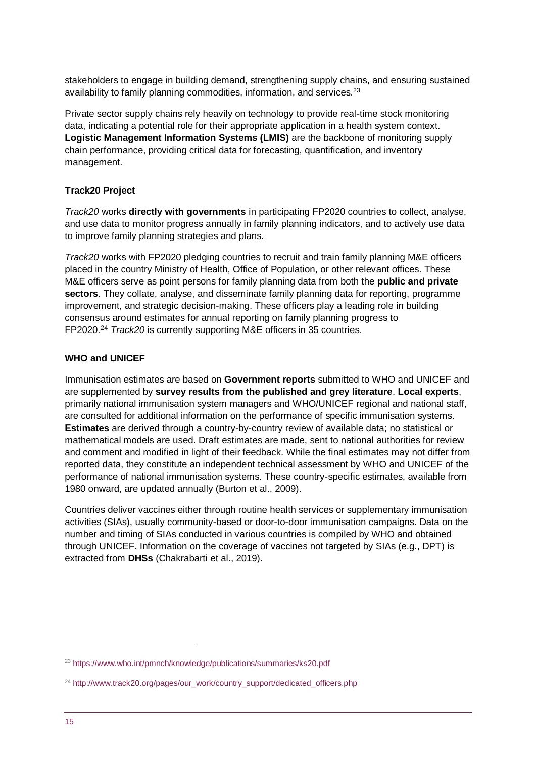stakeholders to engage in building demand, strengthening supply chains, and ensuring sustained availability to family planning commodities, information, and services.[23]

Private sector supply chains rely heavily on technology to provide real-time stock monitoring data, indicating a potential role for their appropriate application in a health system context. **Logistic Management Information Systems (LMIS)** are the backbone of monitoring supply chain performance, providing critical data for forecasting, quantification, and inventory management.

### Track20 Project

*Track20* works **directly with governments** in participating FP2020 countries to collect, analyse, and use data to monitor progress annually in family planning indicators, and to actively use data to improve family planning strategies and plans.

*Track20* works with FP2020 pledging countries to recruit and train family planning M&E officers placed in the country Ministry of Health, Office of Population, or other relevant offices. These M&E officers serve as point persons for family planning data from both the **public and private sectors**. They collate, analyse, and disseminate family planning data for reporting, programme improvement, and strategic decision-making. These officers play a leading role in building consensus around estimates for annual reporting on family planning progress to FP2020.[24] *Track20* is currently supporting M&E officers in 35 countries.

### WHO and UNICEF

Immunisation estimates are based on **Government reports** submitted to WHO and UNICEF and are supplemented by **survey results from the published and grey literature**. **Local experts**, primarily national immunisation system managers and WHO/UNICEF regional and national staff, are consulted for additional information on the performance of specific immunisation systems. **Estimates** are derived through a country-by-country review of available data; no statistical or mathematical models are used. Draft estimates are made, sent to national authorities for review and comment and modified in light of their feedback. While the final estimates may not differ from reported data, they constitute an independent technical assessment by WHO and UNICEF of the performance of national immunisation systems. These country-specific estimates, available from 1980 onward, are updated annually (Burton et al., 2009).

Countries deliver vaccines either through routine health services or supplementary immunisation activities (SIAs), usually community-based or door-to-door immunisation campaigns. Data on the number and timing of SIAs conducted in various countries is compiled by WHO and obtained through UNICEF. Information on the coverage of vaccines not targeted by SIAs (e.g., DPT) is extracted from **DHSs** (Chakrabarti et al., 2019).

---

[23] https://www.who.int/pmnch/knowledge/publications/summaries/ks20.pdf

[24] http://www.track20.org/pages/our_work/country_support/dedicated_officers.php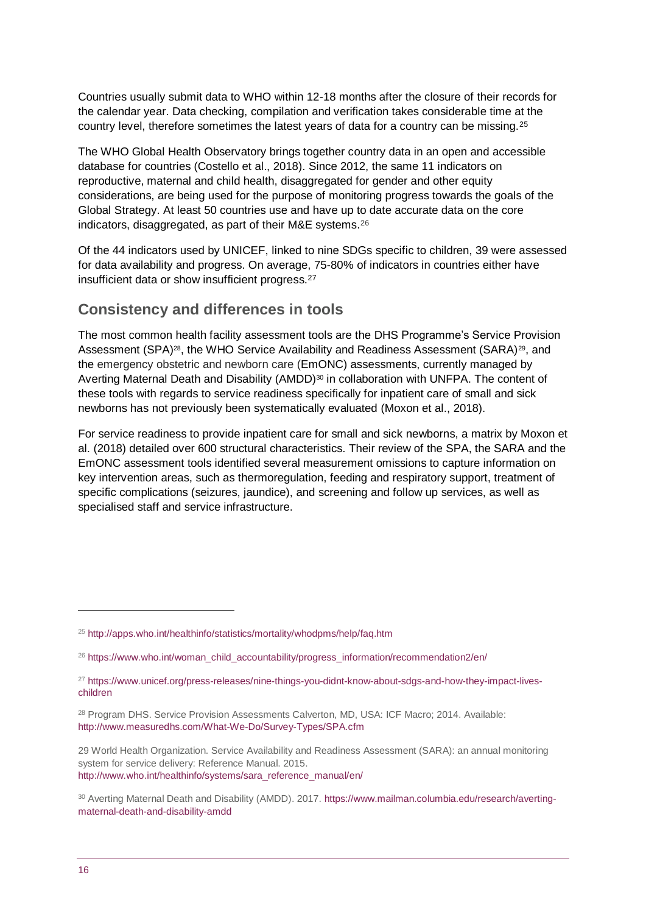Countries usually submit data to WHO within 12-18 months after the closure of their records for the calendar year. Data checking, compilation and verification takes considerable time at the country level, therefore sometimes the latest years of data for a country can be missing.[25]

The WHO Global Health Observatory brings together country data in an open and accessible database for countries (Costello et al., 2018). Since 2012, the same 11 indicators on reproductive, maternal and child health, disaggregated for gender and other equity considerations, are being used for the purpose of monitoring progress towards the goals of the Global Strategy. At least 50 countries use and have up to date accurate data on the core indicators, disaggregated, as part of their M&E systems.[26]

Of the 44 indicators used by UNICEF, linked to nine SDGs specific to children, 39 were assessed for data availability and progress. On average, 75-80% of indicators in countries either have insufficient data or show insufficient progress.[27]

## Consistency and differences in tools

The most common health facility assessment tools are the DHS Programme's Service Provision Assessment (SPA)[28], the WHO Service Availability and Readiness Assessment (SARA)[29], and the emergency obstetric and newborn care (EmONC) assessments, currently managed by Averting Maternal Death and Disability (AMDD)[30] in collaboration with UNFPA. The content of these tools with regards to service readiness specifically for inpatient care of small and sick newborns has not previously been systematically evaluated (Moxon et al., 2018).

For service readiness to provide inpatient care for small and sick newborns, a matrix by Moxon et al. (2018) detailed over 600 structural characteristics. Their review of the SPA, the SARA and the EmONC assessment tools identified several measurement omissions to capture information on key intervention areas, such as thermoregulation, feeding and respiratory support, treatment of specific complications (seizures, jaundice), and screening and follow up services, as well as specialised staff and service infrastructure.

---

[25] http://apps.who.int/healthinfo/statistics/mortality/whodpms/help/faq.htm

[26] https://www.who.int/woman_child_accountability/progress_information/recommendation2/en/

[27] https://www.unicef.org/press-releases/nine-things-you-didnt-know-about-sdgs-and-how-they-impact-lives-children

[28] Program DHS. Service Provision Assessments Calverton, MD, USA: ICF Macro; 2014. Available: http://www.measuredhs.com/What-We-Do/Survey-Types/SPA.cfm

[29] World Health Organization. Service Availability and Readiness Assessment (SARA): an annual monitoring system for service delivery: Reference Manual. 2015. http://www.who.int/healthinfo/systems/sara_reference_manual/en/

[30] Averting Maternal Death and Disability (AMDD). 2017. https://www.mailman.columbia.edu/research/averting-maternal-death-and-disability-amdd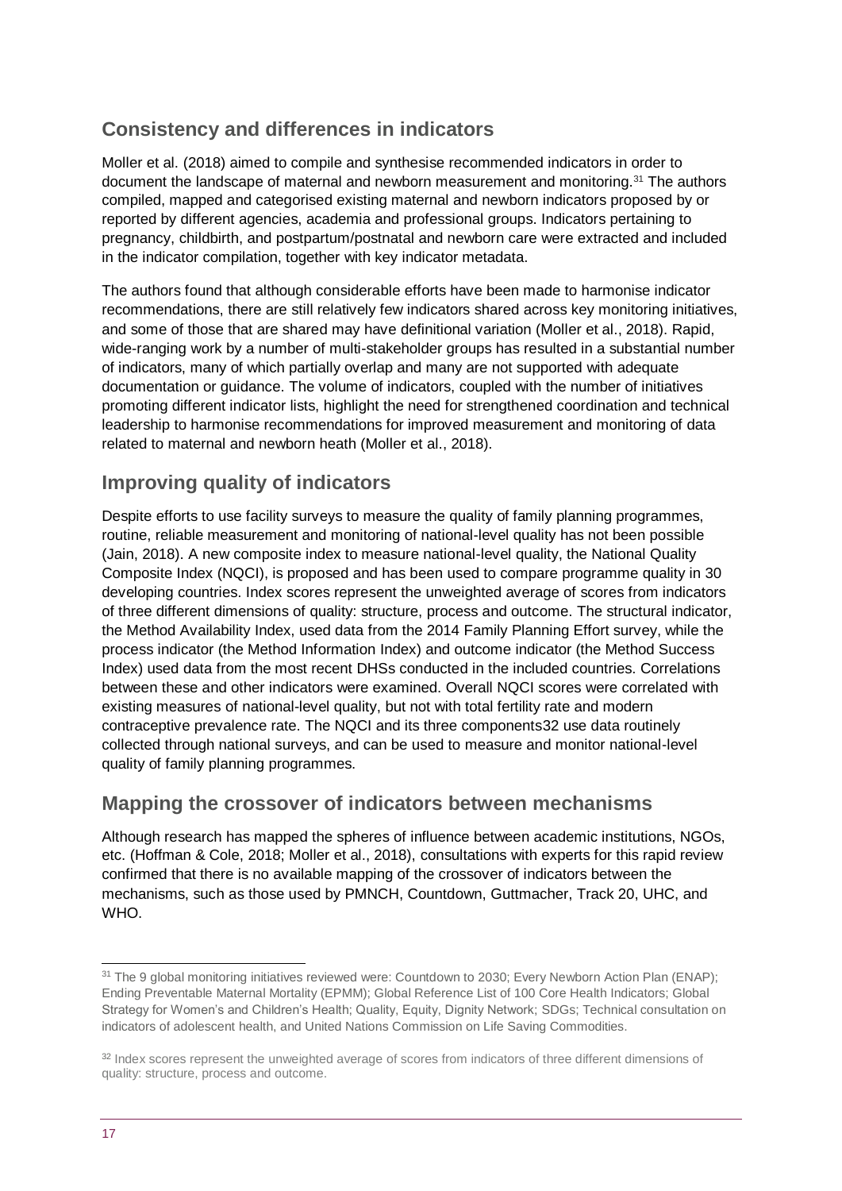## Consistency and differences in indicators

Moller et al. (2018) aimed to compile and synthesise recommended indicators in order to document the landscape of maternal and newborn measurement and monitoring.[31] The authors compiled, mapped and categorised existing maternal and newborn indicators proposed by or reported by different agencies, academia and professional groups. Indicators pertaining to pregnancy, childbirth, and postpartum/postnatal and newborn care were extracted and included in the indicator compilation, together with key indicator metadata.

The authors found that although considerable efforts have been made to harmonise indicator recommendations, there are still relatively few indicators shared across key monitoring initiatives, and some of those that are shared may have definitional variation (Moller et al., 2018). Rapid, wide-ranging work by a number of multi-stakeholder groups has resulted in a substantial number of indicators, many of which partially overlap and many are not supported with adequate documentation or guidance. The volume of indicators, coupled with the number of initiatives promoting different indicator lists, highlight the need for strengthened coordination and technical leadership to harmonise recommendations for improved measurement and monitoring of data related to maternal and newborn heath (Moller et al., 2018).

## Improving quality of indicators

Despite efforts to use facility surveys to measure the quality of family planning programmes, routine, reliable measurement and monitoring of national-level quality has not been possible (Jain, 2018). A new composite index to measure national-level quality, the National Quality Composite Index (NQCI), is proposed and has been used to compare programme quality in 30 developing countries. Index scores represent the unweighted average of scores from indicators of three different dimensions of quality: structure, process and outcome. The structural indicator, the Method Availability Index, used data from the 2014 Family Planning Effort survey, while the process indicator (the Method Information Index) and outcome indicator (the Method Success Index) used data from the most recent DHSs conducted in the included countries. Correlations between these and other indicators were examined. Overall NQCI scores were correlated with existing measures of national-level quality, but not with total fertility rate and modern contraceptive prevalence rate. The NQCI and its three components32 use data routinely collected through national surveys, and can be used to measure and monitor national-level quality of family planning programmes.

## Mapping the crossover of indicators between mechanisms

Although research has mapped the spheres of influence between academic institutions, NGOs, etc. (Hoffman & Cole, 2018; Moller et al., 2018), consultations with experts for this rapid review confirmed that there is no available mapping of the crossover of indicators between the mechanisms, such as those used by PMNCH, Countdown, Guttmacher, Track 20, UHC, and WHO.

---

[31] The 9 global monitoring initiatives reviewed were: Countdown to 2030; Every Newborn Action Plan (ENAP); Ending Preventable Maternal Mortality (EPMM); Global Reference List of 100 Core Health Indicators; Global Strategy for Women's and Children's Health; Quality, Equity, Dignity Network; SDGs; Technical consultation on indicators of adolescent health, and United Nations Commission on Life Saving Commodities.

[32] Index scores represent the unweighted average of scores from indicators of three different dimensions of quality: structure, process and outcome.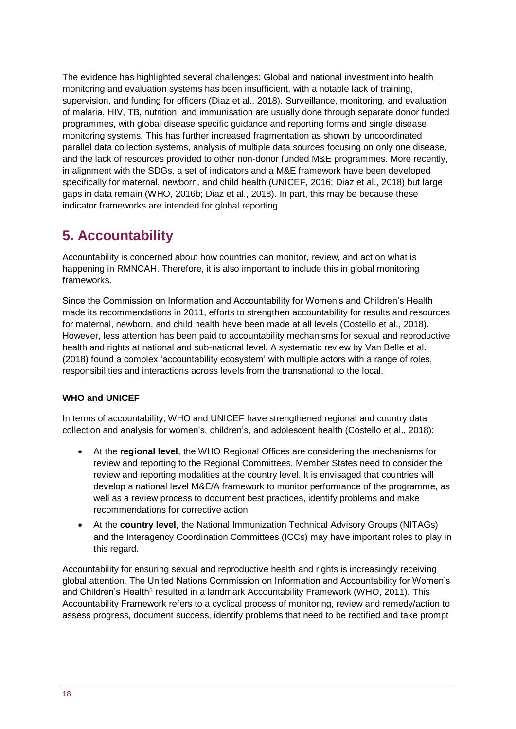The evidence has highlighted several challenges: Global and national investment into health monitoring and evaluation systems has been insufficient, with a notable lack of training, supervision, and funding for officers (Diaz et al., 2018). Surveillance, monitoring, and evaluation of malaria, HIV, TB, nutrition, and immunisation are usually done through separate donor funded programmes, with global disease specific guidance and reporting forms and single disease monitoring systems. This has further increased fragmentation as shown by uncoordinated parallel data collection systems, analysis of multiple data sources focusing on only one disease, and the lack of resources provided to other non-donor funded M&E programmes. More recently, in alignment with the SDGs, a set of indicators and a M&E framework have been developed specifically for maternal, newborn, and child health (UNICEF, 2016; Diaz et al., 2018) but large gaps in data remain (WHO, 2016b; Diaz et al., 2018). In part, this may be because these indicator frameworks are intended for global reporting.

# 5. Accountability

Accountability is concerned about how countries can monitor, review, and act on what is happening in RMNCAH. Therefore, it is also important to include this in global monitoring frameworks.

Since the Commission on Information and Accountability for Women's and Children's Health made its recommendations in 2011, efforts to strengthen accountability for results and resources for maternal, newborn, and child health have been made at all levels (Costello et al., 2018). However, less attention has been paid to accountability mechanisms for sexual and reproductive health and rights at national and sub-national level. A systematic review by Van Belle et al. (2018) found a complex 'accountability ecosystem' with multiple actors with a range of roles, responsibilities and interactions across levels from the transnational to the local.

**WHO and UNICEF**

In terms of accountability, WHO and UNICEF have strengthened regional and country data collection and analysis for women's, children's, and adolescent health (Costello et al., 2018):

- At the **regional level**, the WHO Regional Offices are considering the mechanisms for review and reporting to the Regional Committees. Member States need to consider the review and reporting modalities at the country level. It is envisaged that countries will develop a national level M&E/A framework to monitor performance of the programme, as well as a review process to document best practices, identify problems and make recommendations for corrective action.
- At the **country level**, the National Immunization Technical Advisory Groups (NITAGs) and the Interagency Coordination Committees (ICCs) may have important roles to play in this regard.

Accountability for ensuring sexual and reproductive health and rights is increasingly receiving global attention. The United Nations Commission on Information and Accountability for Women's and Children's Health[3] resulted in a landmark Accountability Framework (WHO, 2011). This Accountability Framework refers to a cyclical process of monitoring, review and remedy/action to assess progress, document success, identify problems that need to be rectified and take prompt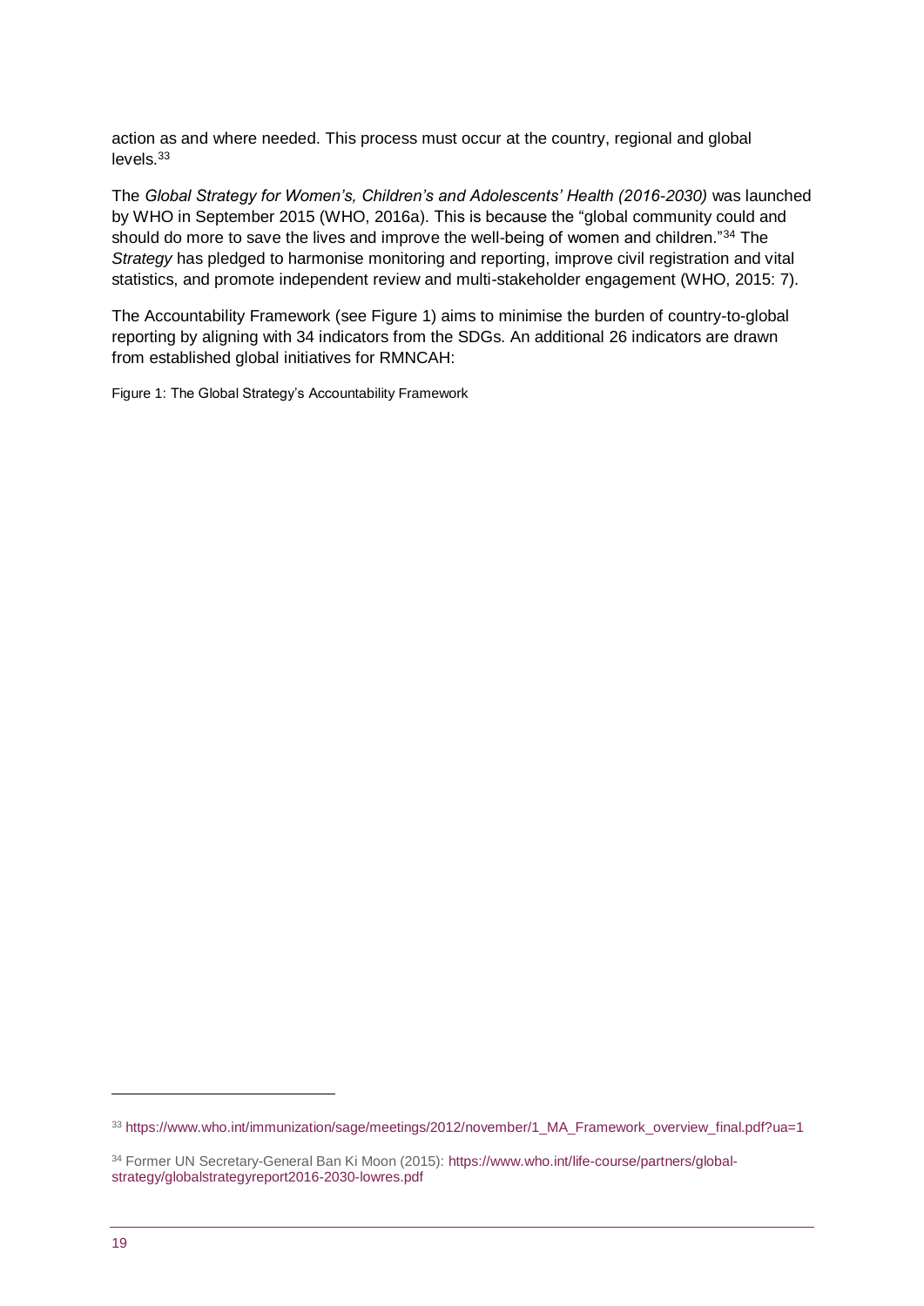action as and where needed. This process must occur at the country, regional and global levels.[33]

The *Global Strategy for Women's, Children's and Adolescents' Health (2016-2030)* was launched by WHO in September 2015 (WHO, 2016a). This is because the "global community could and should do more to save the lives and improve the well-being of women and children."[34] The *Strategy* has pledged to harmonise monitoring and reporting, improve civil registration and vital statistics, and promote independent review and multi-stakeholder engagement (WHO, 2015: 7).

The Accountability Framework (see Figure 1) aims to minimise the burden of country-to-global reporting by aligning with 34 indicators from the SDGs. An additional 26 indicators are drawn from established global initiatives for RMNCAH:

Figure 1: The Global Strategy's Accountability Framework

---

[33] https://www.who.int/immunization/sage/meetings/2012/november/1_MA_Framework_overview_final.pdf?ua=1

[34] Former UN Secretary-General Ban Ki Moon (2015): https://www.who.int/life-course/partners/global-strategy/globalstrategyreport2016-2030-lowres.pdf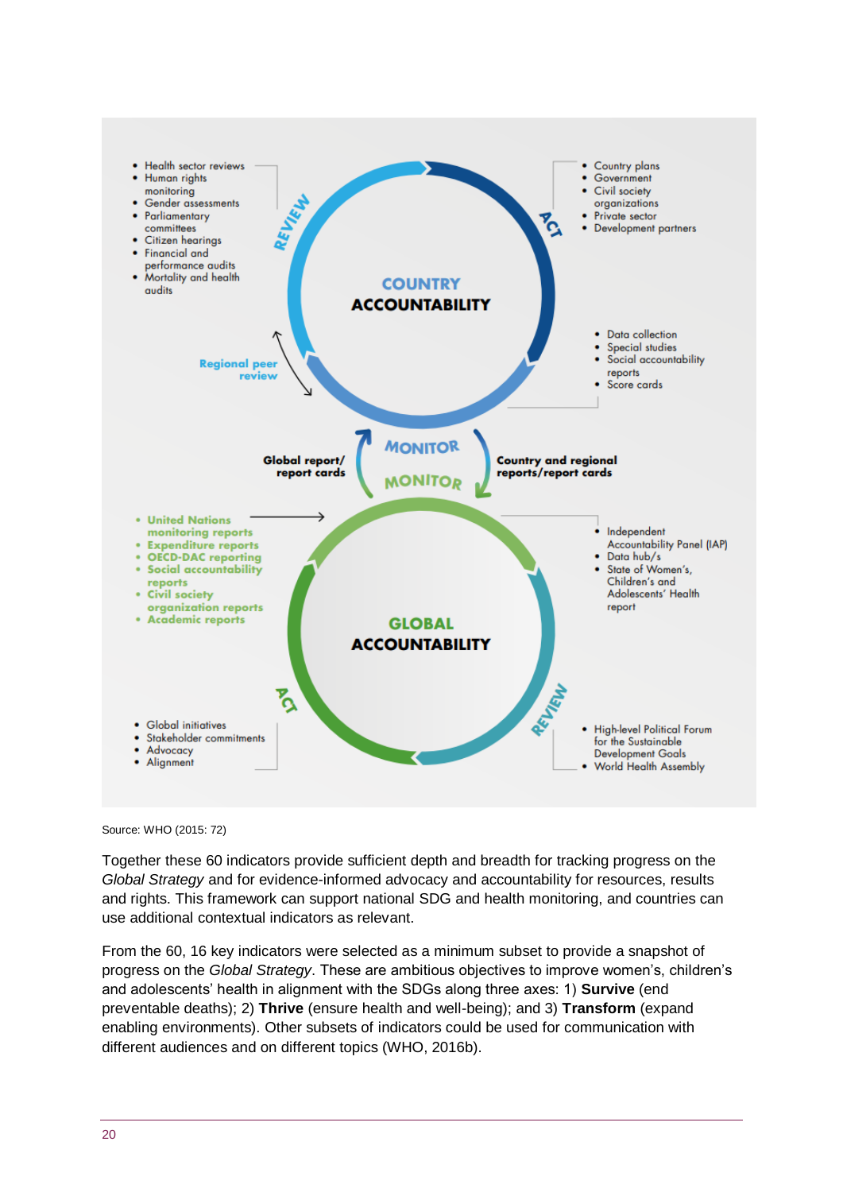**COUNTRY ACCOUNTABILITY**

**REVIEW**

- Health sector reviews
- Human rights monitoring
- Gender assessments
- Parliamentary committees
- Citizen hearings
- Financial and performance audits
- Mortality and health audits

**ACT**

- Country plans
- Government
- Civil society organizations
- Private sector
- Development partners

**MONITOR**

- Data collection
- Special studies
- Social accountability reports
- Score cards

Regional peer review

Global report/ report cards

Country and regional reports/report cards

**GLOBAL ACCOUNTABILITY**

**MONITOR**

- United Nations monitoring reports
- Expenditure reports
- OECD-DAC reporting
- Social accountability reports
- Civil society organization reports
- Academic reports

- Independent Accountability Panel (IAP)
- Data hub/s
- State of Women's, Children's and Adolescents' Health report

**REVIEW**

- High-level Political Forum for the Sustainable Development Goals
- World Health Assembly

**ACT**

- Global initiatives
- Stakeholder commitments
- Advocacy
- Alignment

Source: WHO (2015: 72)

Together these 60 indicators provide sufficient depth and breadth for tracking progress on the *Global Strategy* and for evidence-informed advocacy and accountability for resources, results and rights. This framework can support national SDG and health monitoring, and countries can use additional contextual indicators as relevant.

From the 60, 16 key indicators were selected as a minimum subset to provide a snapshot of progress on the *Global Strategy*. These are ambitious objectives to improve women's, children's and adolescents' health in alignment with the SDGs along three axes: 1) **Survive** (end preventable deaths); 2) **Thrive** (ensure health and well-being); and 3) **Transform** (expand enabling environments). Other subsets of indicators could be used for communication with different audiences and on different topics (WHO, 2016b).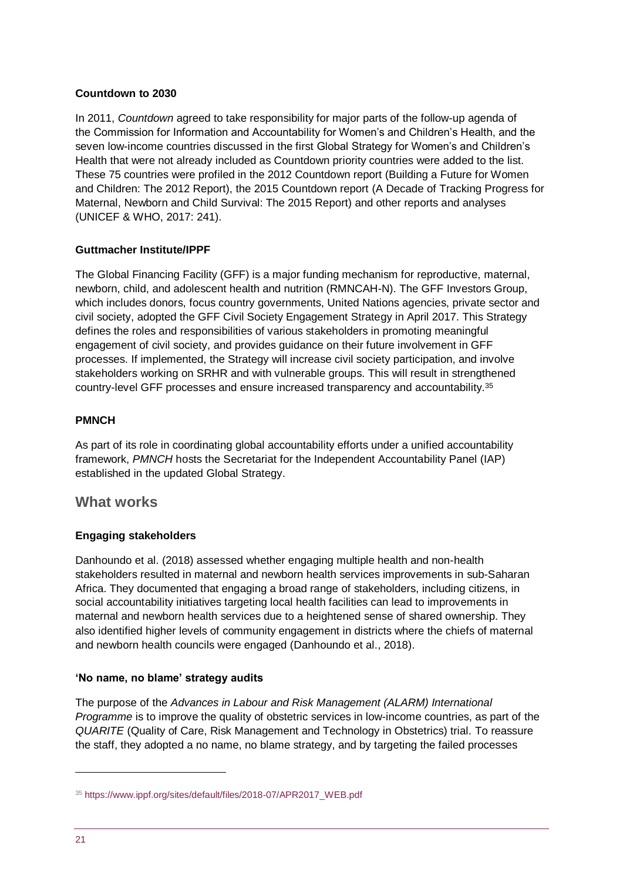**Countdown to 2030**

In 2011, *Countdown* agreed to take responsibility for major parts of the follow-up agenda of the Commission for Information and Accountability for Women's and Children's Health, and the seven low-income countries discussed in the first Global Strategy for Women's and Children's Health that were not already included as Countdown priority countries were added to the list. These 75 countries were profiled in the 2012 Countdown report (Building a Future for Women and Children: The 2012 Report), the 2015 Countdown report (A Decade of Tracking Progress for Maternal, Newborn and Child Survival: The 2015 Report) and other reports and analyses (UNICEF & WHO, 2017: 241).

**Guttmacher Institute/IPPF**

The Global Financing Facility (GFF) is a major funding mechanism for reproductive, maternal, newborn, child, and adolescent health and nutrition (RMNCAH-N). The GFF Investors Group, which includes donors, focus country governments, United Nations agencies, private sector and civil society, adopted the GFF Civil Society Engagement Strategy in April 2017. This Strategy defines the roles and responsibilities of various stakeholders in promoting meaningful engagement of civil society, and provides guidance on their future involvement in GFF processes. If implemented, the Strategy will increase civil society participation, and involve stakeholders working on SRHR and with vulnerable groups. This will result in strengthened country-level GFF processes and ensure increased transparency and accountability.[35]

**PMNCH**

As part of its role in coordinating global accountability efforts under a unified accountability framework, *PMNCH* hosts the Secretariat for the Independent Accountability Panel (IAP) established in the updated Global Strategy.

## What works

**Engaging stakeholders**

Danhoundo et al. (2018) assessed whether engaging multiple health and non-health stakeholders resulted in maternal and newborn health services improvements in sub-Saharan Africa. They documented that engaging a broad range of stakeholders, including citizens, in social accountability initiatives targeting local health facilities can lead to improvements in maternal and newborn health services due to a heightened sense of shared ownership. They also identified higher levels of community engagement in districts where the chiefs of maternal and newborn health councils were engaged (Danhoundo et al., 2018).

**'No name, no blame' strategy audits**

The purpose of the *Advances in Labour and Risk Management (ALARM) International Programme* is to improve the quality of obstetric services in low-income countries, as part of the *QUARITE* (Quality of Care, Risk Management and Technology in Obstetrics) trial. To reassure the staff, they adopted a no name, no blame strategy, and by targeting the failed processes

---

[35] https://www.ippf.org/sites/default/files/2018-07/APR2017_WEB.pdf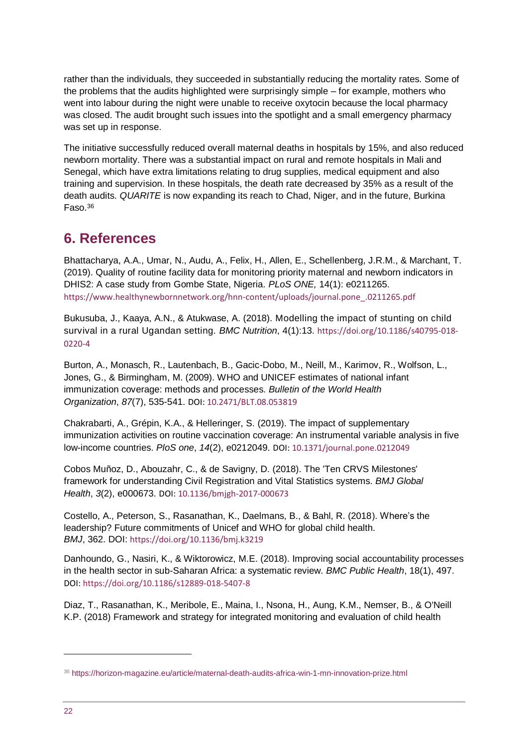rather than the individuals, they succeeded in substantially reducing the mortality rates. Some of the problems that the audits highlighted were surprisingly simple – for example, mothers who went into labour during the night were unable to receive oxytocin because the local pharmacy was closed. The audit brought such issues into the spotlight and a small emergency pharmacy was set up in response.

The initiative successfully reduced overall maternal deaths in hospitals by 15%, and also reduced newborn mortality. There was a substantial impact on rural and remote hospitals in Mali and Senegal, which have extra limitations relating to drug supplies, medical equipment and also training and supervision. In these hospitals, the death rate decreased by 35% as a result of the death audits. *QUARITE* is now expanding its reach to Chad, Niger, and in the future, Burkina Faso.[36]

## 6. References

Bhattacharya, A.A., Umar, N., Audu, A., Felix, H., Allen, E., Schellenberg, J.R.M., & Marchant, T. (2019). Quality of routine facility data for monitoring priority maternal and newborn indicators in DHIS2: A case study from Gombe State, Nigeria. *PLoS ONE,* 14(1): e0211265. https://www.healthynewbornnetwork.org/hnn-content/uploads/journal.pone_.0211265.pdf

Bukusuba, J., Kaaya, A.N., & Atukwase, A. (2018). Modelling the impact of stunting on child survival in a rural Ugandan setting. *BMC Nutrition*, 4(1):13. https://doi.org/10.1186/s40795-018-0220-4

Burton, A., Monasch, R., Lautenbach, B., Gacic-Dobo, M., Neill, M., Karimov, R., Wolfson, L., Jones, G., & Birmingham, M. (2009). WHO and UNICEF estimates of national infant immunization coverage: methods and processes. *Bulletin of the World Health Organization*, *87*(7), 535-541. DOI: 10.2471/BLT.08.053819

Chakrabarti, A., Grépin, K.A., & Helleringer, S. (2019). The impact of supplementary immunization activities on routine vaccination coverage: An instrumental variable analysis in five low-income countries. *PloS one*, *14*(2), e0212049. DOI: 10.1371/journal.pone.0212049

Cobos Muñoz, D., Abouzahr, C., & de Savigny, D. (2018). The 'Ten CRVS Milestones' framework for understanding Civil Registration and Vital Statistics systems. *BMJ Global Health*, *3*(2), e000673. DOI: 10.1136/bmjgh-2017-000673

Costello, A., Peterson, S., Rasanathan, K., Daelmans, B., & Bahl, R. (2018). Where's the leadership? Future commitments of Unicef and WHO for global child health. *BMJ*, 362. DOI: https://doi.org/10.1136/bmj.k3219

Danhoundo, G., Nasiri, K., & Wiktorowicz, M.E. (2018). Improving social accountability processes in the health sector in sub-Saharan Africa: a systematic review. *BMC Public Health*, 18(1), 497. DOI: https://doi.org/10.1186/s12889-018-5407-8

Diaz, T., Rasanathan, K., Meribole, E., Maina, I., Nsona, H., Aung, K.M., Nemser, B., & O'Neill K.P. (2018) Framework and strategy for integrated monitoring and evaluation of child health

[36] https://horizon-magazine.eu/article/maternal-death-audits-africa-win-1-mn-innovation-prize.html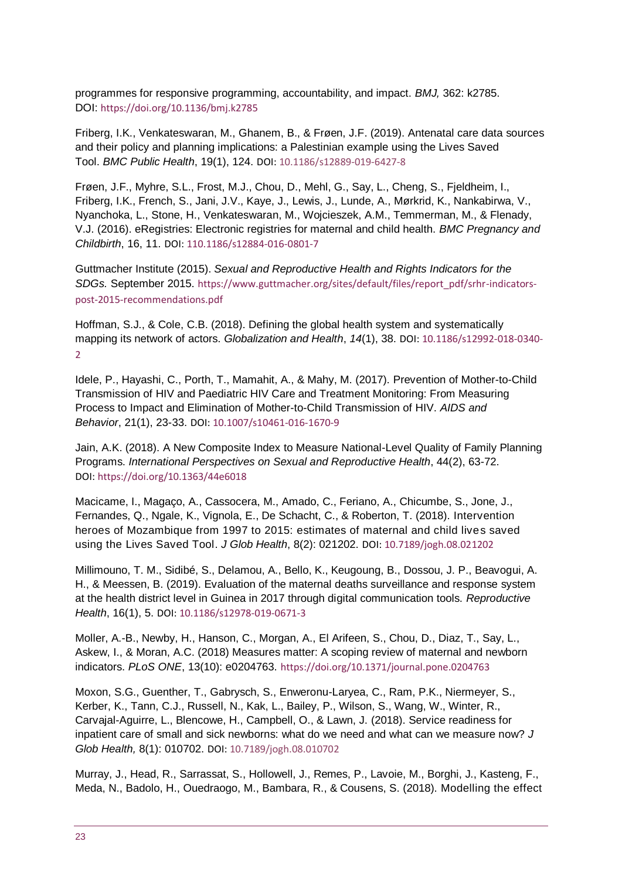programmes for responsive programming, accountability, and impact. *BMJ,* 362: k2785. DOI: https://doi.org/10.1136/bmj.k2785

Friberg, I.K., Venkateswaran, M., Ghanem, B., & Frøen, J.F. (2019). Antenatal care data sources and their policy and planning implications: a Palestinian example using the Lives Saved Tool. *BMC Public Health*, 19(1), 124. DOI: 10.1186/s12889-019-6427-8

Frøen, J.F., Myhre, S.L., Frost, M.J., Chou, D., Mehl, G., Say, L., Cheng, S., Fjeldheim, I., Friberg, I.K., French, S., Jani, J.V., Kaye, J., Lewis, J., Lunde, A., Mørkrid, K., Nankabirwa, V., Nyanchoka, L., Stone, H., Venkateswaran, M., Wojcieszek, A.M., Temmerman, M., & Flenady, V.J. (2016). eRegistries: Electronic registries for maternal and child health. *BMC Pregnancy and Childbirth*, 16, 11. DOI: 110.1186/s12884-016-0801-7

Guttmacher Institute (2015). *Sexual and Reproductive Health and Rights Indicators for the SDGs.* September 2015. https://www.guttmacher.org/sites/default/files/report_pdf/srhr-indicators-post-2015-recommendations.pdf

Hoffman, S.J., & Cole, C.B. (2018). Defining the global health system and systematically mapping its network of actors. *Globalization and Health*, *14*(1), 38. DOI: 10.1186/s12992-018-0340-2

Idele, P., Hayashi, C., Porth, T., Mamahit, A., & Mahy, M. (2017). Prevention of Mother-to-Child Transmission of HIV and Paediatric HIV Care and Treatment Monitoring: From Measuring Process to Impact and Elimination of Mother-to-Child Transmission of HIV. *AIDS and Behavior*, 21(1), 23-33. DOI: 10.1007/s10461-016-1670-9

Jain, A.K. (2018). A New Composite Index to Measure National-Level Quality of Family Planning Programs. *International Perspectives on Sexual and Reproductive Health*, 44(2), 63-72. DOI: https://doi.org/10.1363/44e6018

Macicame, I., Magaço, A., Cassocera, M., Amado, C., Feriano, A., Chicumbe, S., Jone, J., Fernandes, Q., Ngale, K., Vignola, E., De Schacht, C., & Roberton, T. (2018). Intervention heroes of Mozambique from 1997 to 2015: estimates of maternal and child lives saved using the Lives Saved Tool. *J Glob Health*, 8(2): 021202. DOI: 10.7189/jogh.08.021202

Millimouno, T. M., Sidibé, S., Delamou, A., Bello, K., Keugoung, B., Dossou, J. P., Beavogui, A. H., & Meessen, B. (2019). Evaluation of the maternal deaths surveillance and response system at the health district level in Guinea in 2017 through digital communication tools. *Reproductive Health*, 16(1), 5. DOI: 10.1186/s12978-019-0671-3

Moller, A.-B., Newby, H., Hanson, C., Morgan, A., El Arifeen, S., Chou, D., Diaz, T., Say, L., Askew, I., & Moran, A.C. (2018) Measures matter: A scoping review of maternal and newborn indicators. *PLoS ONE*, 13(10): e0204763. https://doi.org/10.1371/journal.pone.0204763

Moxon, S.G., Guenther, T., Gabrysch, S., Enweronu-Laryea, C., Ram, P.K., Niermeyer, S., Kerber, K., Tann, C.J., Russell, N., Kak, L., Bailey, P., Wilson, S., Wang, W., Winter, R., Carvajal-Aguirre, L., Blencowe, H., Campbell, O., & Lawn, J. (2018). Service readiness for inpatient care of small and sick newborns: what do we need and what can we measure now? *J Glob Health,* 8(1): 010702. DOI: 10.7189/jogh.08.010702

Murray, J., Head, R., Sarrassat, S., Hollowell, J., Remes, P., Lavoie, M., Borghi, J., Kasteng, F., Meda, N., Badolo, H., Ouedraogo, M., Bambara, R., & Cousens, S. (2018). Modelling the effect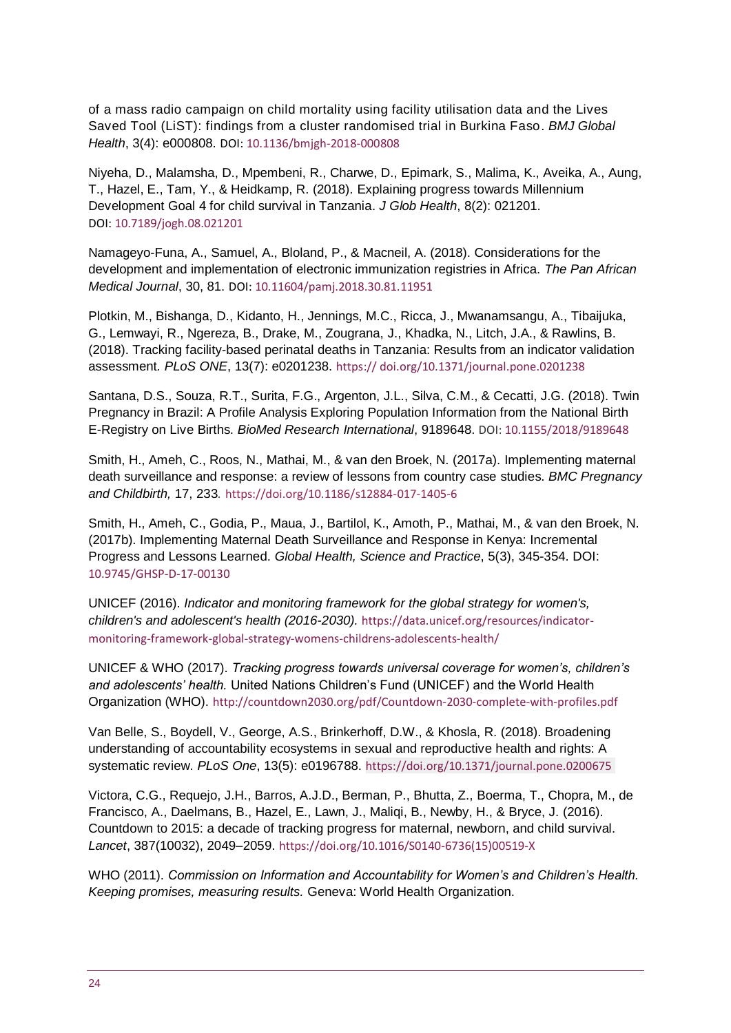of a mass radio campaign on child mortality using facility utilisation data and the Lives Saved Tool (LiST): findings from a cluster randomised trial in Burkina Faso. *BMJ Global Health*, 3(4): e000808. DOI: 10.1136/bmjgh-2018-000808

Niyeha, D., Malamsha, D., Mpembeni, R., Charwe, D., Epimark, S., Malima, K., Aveika, A., Aung, T., Hazel, E., Tam, Y., & Heidkamp, R. (2018). Explaining progress towards Millennium Development Goal 4 for child survival in Tanzania. *J Glob Health*, 8(2): 021201. DOI: 10.7189/jogh.08.021201

Namageyo-Funa, A., Samuel, A., Bloland, P., & Macneil, A. (2018). Considerations for the development and implementation of electronic immunization registries in Africa. *The Pan African Medical Journal*, 30, 81. DOI: 10.11604/pamj.2018.30.81.11951

Plotkin, M., Bishanga, D., Kidanto, H., Jennings, M.C., Ricca, J., Mwanamsangu, A., Tibaijuka, G., Lemwayi, R., Ngereza, B., Drake, M., Zougrana, J., Khadka, N., Litch, J.A., & Rawlins, B. (2018). Tracking facility-based perinatal deaths in Tanzania: Results from an indicator validation assessment. *PLoS ONE*, 13(7): e0201238. https:// doi.org/10.1371/journal.pone.0201238

Santana, D.S., Souza, R.T., Surita, F.G., Argenton, J.L., Silva, C.M., & Cecatti, J.G. (2018). Twin Pregnancy in Brazil: A Profile Analysis Exploring Population Information from the National Birth E-Registry on Live Births. *BioMed Research International*, 9189648. DOI: 10.1155/2018/9189648

Smith, H., Ameh, C., Roos, N., Mathai, M., & van den Broek, N. (2017a). Implementing maternal death surveillance and response: a review of lessons from country case studies. *BMC Pregnancy and Childbirth,* 17, 233. https://doi.org/10.1186/s12884-017-1405-6

Smith, H., Ameh, C., Godia, P., Maua, J., Bartilol, K., Amoth, P., Mathai, M., & van den Broek, N. (2017b). Implementing Maternal Death Surveillance and Response in Kenya: Incremental Progress and Lessons Learned. *Global Health, Science and Practice*, 5(3), 345-354. DOI: 10.9745/GHSP-D-17-00130

UNICEF (2016). *Indicator and monitoring framework for the global strategy for women's, children's and adolescent's health (2016-2030).* https://data.unicef.org/resources/indicator-monitoring-framework-global-strategy-womens-childrens-adolescents-health/

UNICEF & WHO (2017). *Tracking progress towards universal coverage for women's, children's and adolescents' health.* United Nations Children's Fund (UNICEF) and the World Health Organization (WHO). http://countdown2030.org/pdf/Countdown-2030-complete-with-profiles.pdf

Van Belle, S., Boydell, V., George, A.S., Brinkerhoff, D.W., & Khosla, R. (2018). Broadening understanding of accountability ecosystems in sexual and reproductive health and rights: A systematic review. *PLoS One*, 13(5): e0196788. https://doi.org/10.1371/journal.pone.0200675

Victora, C.G., Requejo, J.H., Barros, A.J.D., Berman, P., Bhutta, Z., Boerma, T., Chopra, M., de Francisco, A., Daelmans, B., Hazel, E., Lawn, J., Maliqi, B., Newby, H., & Bryce, J. (2016). Countdown to 2015: a decade of tracking progress for maternal, newborn, and child survival. *Lancet*, 387(10032), 2049–2059. https://doi.org/10.1016/S0140-6736(15)00519-X

WHO (2011). *Commission on Information and Accountability for Women's and Children's Health. Keeping promises, measuring results.* Geneva: World Health Organization.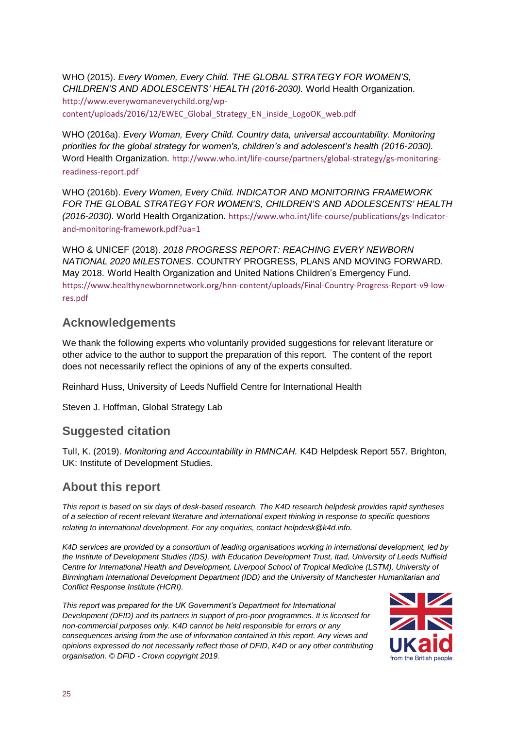WHO (2015). *Every Women, Every Child. THE GLOBAL STRATEGY FOR WOMEN'S, CHILDREN'S AND ADOLESCENTS' HEALTH (2016-2030).* World Health Organization. http://www.everywomaneverychild.org/wp-content/uploads/2016/12/EWEC_Global_Strategy_EN_inside_LogoOK_web.pdf

WHO (2016a). *Every Woman, Every Child. Country data, universal accountability. Monitoring priorities for the global strategy for women's, children's and adolescent's health (2016-2030).* Word Health Organization. http://www.who.int/life-course/partners/global-strategy/gs-monitoring-readiness-report.pdf

WHO (2016b). *Every Women, Every Child. INDICATOR AND MONITORING FRAMEWORK FOR THE GLOBAL STRATEGY FOR WOMEN'S, CHILDREN'S AND ADOLESCENTS' HEALTH (2016-2030).* World Health Organization. https://www.who.int/life-course/publications/gs-Indicator-and-monitoring-framework.pdf?ua=1

WHO & UNICEF (2018). *2018 PROGRESS REPORT: REACHING EVERY NEWBORN NATIONAL 2020 MILESTONES.* COUNTRY PROGRESS, PLANS AND MOVING FORWARD. May 2018. World Health Organization and United Nations Children's Emergency Fund. https://www.healthynewbornnetwork.org/hnn-content/uploads/Final-Country-Progress-Report-v9-low-res.pdf

## Acknowledgements

We thank the following experts who voluntarily provided suggestions for relevant literature or other advice to the author to support the preparation of this report. The content of the report does not necessarily reflect the opinions of any of the experts consulted.

Reinhard Huss, University of Leeds Nuffield Centre for International Health

Steven J. Hoffman, Global Strategy Lab

## Suggested citation

Tull, K. (2019). *Monitoring and Accountability in RMNCAH.* K4D Helpdesk Report 557. Brighton, UK: Institute of Development Studies.

## About this report

*This report is based on six days of desk-based research. The K4D research helpdesk provides rapid syntheses of a selection of recent relevant literature and international expert thinking in response to specific questions relating to international development. For any enquiries, contact helpdesk@k4d.info.*

*K4D services are provided by a consortium of leading organisations working in international development, led by the Institute of Development Studies (IDS), with Education Development Trust, Itad, University of Leeds Nuffield Centre for International Health and Development, Liverpool School of Tropical Medicine (LSTM), University of Birmingham International Development Department (IDD) and the University of Manchester Humanitarian and Conflict Response Institute (HCRI).*

*This report was prepared for the UK Government's Department for International Development (DFID) and its partners in support of pro-poor programmes. It is licensed for non-commercial purposes only. K4D cannot be held responsible for errors or any consequences arising from the use of information contained in this report. Any views and opinions expressed do not necessarily reflect those of DFID, K4D or any other contributing organisation. © DFID - Crown copyright 2019.*

UKaid
from the British people